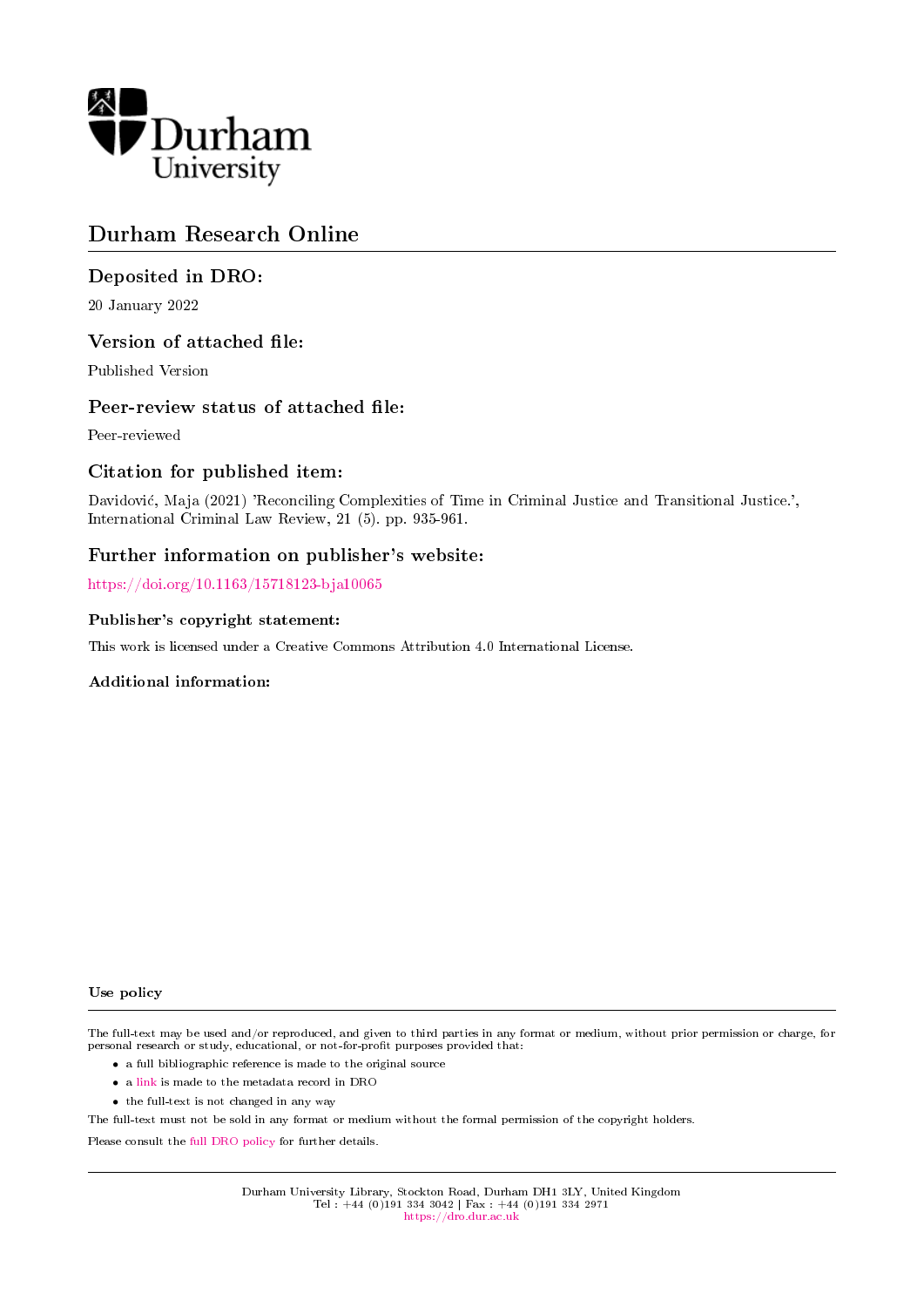Durham University

# Durham Research Online

## Deposited in DRO:

20 January 2022

## Version of attached file:

Published Version

## Peer-review status of attached file:

Peer-reviewed

## Citation for published item:

Davidović, Maja (2021) 'Reconciling Complexities of Time in Criminal Justice and Transitional Justice.', International Criminal Law Review, 21 (5). pp. 935-961.

## Further information on publisher's website:

https://doi.org/10.1163/15718123-bja10065

### Publisher's copyright statement:

This work is licensed under a Creative Commons Attribution 4.0 International License.

### Additional information:

#### Use policy

The full-text may be used and/or reproduced, and given to third parties in any format or medium, without prior permission or charge, for personal research or study, educational, or not-for-profit purposes provided that:

- a full bibliographic reference is made to the original source
- a link is made to the metadata record in DRO
- the full-text is not changed in any way

The full-text must not be sold in any format or medium without the formal permission of the copyright holders.

Please consult the full DRO policy for further details.

Durham University Library, Stockton Road, Durham DH1 3LY, United Kingdom
Tel : +44 (0)191 334 3042 | Fax : +44 (0)191 334 2971
https://dro.dur.ac.uk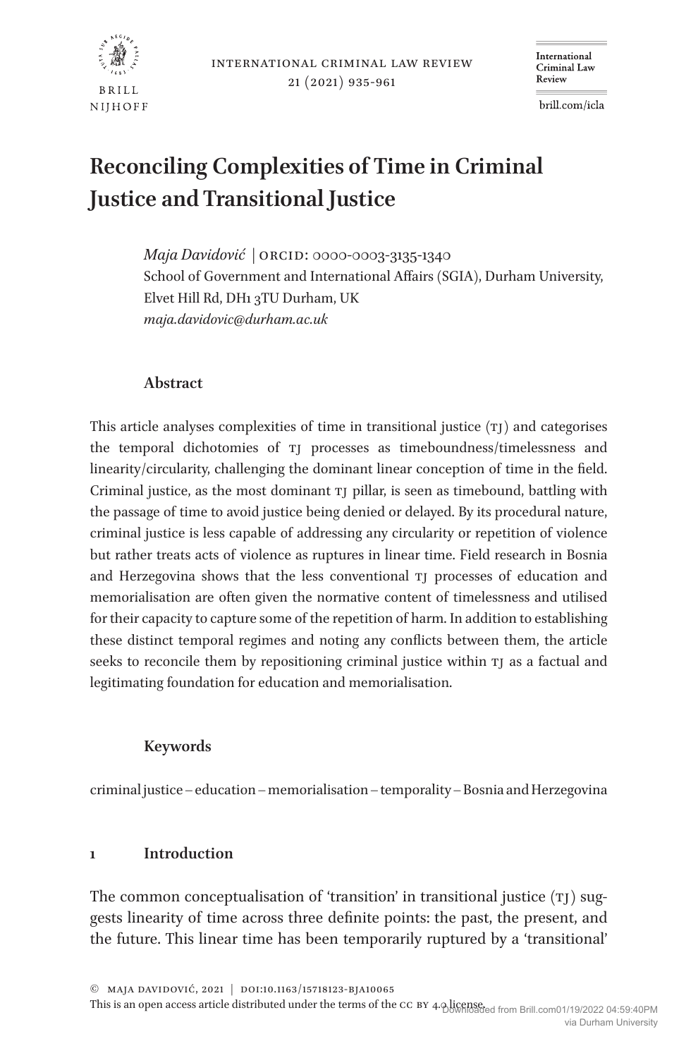# Reconciling Complexities of Time in Criminal Justice and Transitional Justice

*Maja Davidović* | ORCID: 0000-0003-3135-1340
School of Government and International Affairs (SGIA), Durham University, Elvet Hill Rd, DH1 3TU Durham, UK
*maja.davidovic@durham.ac.uk*

## Abstract

This article analyses complexities of time in transitional justice (TJ) and categorises the temporal dichotomies of TJ processes as timeboundness/timelessness and linearity/circularity, challenging the dominant linear conception of time in the field. Criminal justice, as the most dominant TJ pillar, is seen as timebound, battling with the passage of time to avoid justice being denied or delayed. By its procedural nature, criminal justice is less capable of addressing any circularity or repetition of violence but rather treats acts of violence as ruptures in linear time. Field research in Bosnia and Herzegovina shows that the less conventional TJ processes of education and memorialisation are often given the normative content of timelessness and utilised for their capacity to capture some of the repetition of harm. In addition to establishing these distinct temporal regimes and noting any conflicts between them, the article seeks to reconcile them by repositioning criminal justice within TJ as a factual and legitimating foundation for education and memorialisation.

## Keywords

criminal justice – education – memorialisation – temporality – Bosnia and Herzegovina

## 1 Introduction

The common conceptualisation of 'transition' in transitional justice (TJ) suggests linearity of time across three definite points: the past, the present, and the future. This linear time has been temporarily ruptured by a 'transitional'

© Maja Davidović, 2021 | doi:10.1163/15718123-bja10065
This is an open access article distributed under the terms of the CC BY 4.0 license.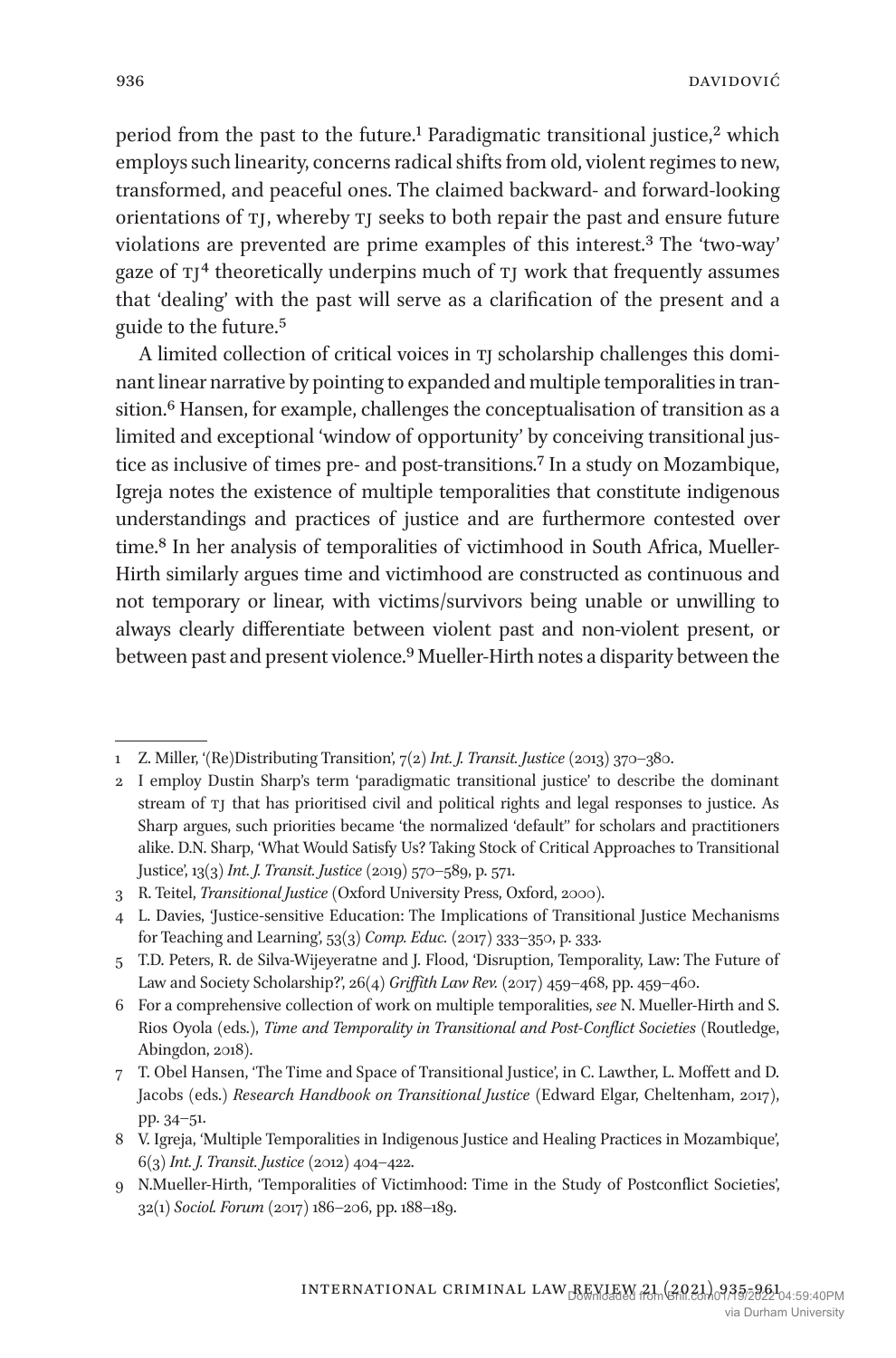period from the past to the future.[1] Paradigmatic transitional justice,[2] which employs such linearity, concerns radical shifts from old, violent regimes to new, transformed, and peaceful ones. The claimed backward- and forward-looking orientations of TJ, whereby TJ seeks to both repair the past and ensure future violations are prevented are prime examples of this interest.[3] The 'two-way' gaze of TJ[4] theoretically underpins much of TJ work that frequently assumes that 'dealing' with the past will serve as a clarification of the present and a guide to the future.[5]

A limited collection of critical voices in TJ scholarship challenges this dominant linear narrative by pointing to expanded and multiple temporalities in transition.[6] Hansen, for example, challenges the conceptualisation of transition as a limited and exceptional 'window of opportunity' by conceiving transitional justice as inclusive of times pre- and post-transitions.[7] In a study on Mozambique, Igreja notes the existence of multiple temporalities that constitute indigenous understandings and practices of justice and are furthermore contested over time.[8] In her analysis of temporalities of victimhood in South Africa, Mueller-Hirth similarly argues time and victimhood are constructed as continuous and not temporary or linear, with victims/survivors being unable or unwilling to always clearly differentiate between violent past and non-violent present, or between past and present violence.[9] Mueller-Hirth notes a disparity between the

---

1 Z. Miller, '(Re)Distributing Transition', 7(2) *Int. J. Transit. Justice* (2013) 370–380.

2 I employ Dustin Sharp's term 'paradigmatic transitional justice' to describe the dominant stream of TJ that has prioritised civil and political rights and legal responses to justice. As Sharp argues, such priorities became 'the normalized 'default'' for scholars and practitioners alike. D.N. Sharp, 'What Would Satisfy Us? Taking Stock of Critical Approaches to Transitional Justice', 13(3) *Int. J. Transit. Justice* (2019) 570–589, p. 571.

3 R. Teitel, *Transitional Justice* (Oxford University Press, Oxford, 2000).

4 L. Davies, 'Justice-sensitive Education: The Implications of Transitional Justice Mechanisms for Teaching and Learning', 53(3) *Comp. Educ.* (2017) 333–350, p. 333.

5 T.D. Peters, R. de Silva-Wijeyeratne and J. Flood, 'Disruption, Temporality, Law: The Future of Law and Society Scholarship?', 26(4) *Griffith Law Rev.* (2017) 459–468, pp. 459–460.

6 For a comprehensive collection of work on multiple temporalities, *see* N. Mueller-Hirth and S. Rios Oyola (eds.), *Time and Temporality in Transitional and Post-Conflict Societies* (Routledge, Abingdon, 2018).

7 T. Obel Hansen, 'The Time and Space of Transitional Justice', in C. Lawther, L. Moffett and D. Jacobs (eds.) *Research Handbook on Transitional Justice* (Edward Elgar, Cheltenham, 2017), pp. 34–51.

8 V. Igreja, 'Multiple Temporalities in Indigenous Justice and Healing Practices in Mozambique', 6(3) *Int. J. Transit. Justice* (2012) 404–422.

9 N.Mueller-Hirth, 'Temporalities of Victimhood: Time in the Study of Postconflict Societies', 32(1) *Sociol. Forum* (2017) 186–206, pp. 188–189.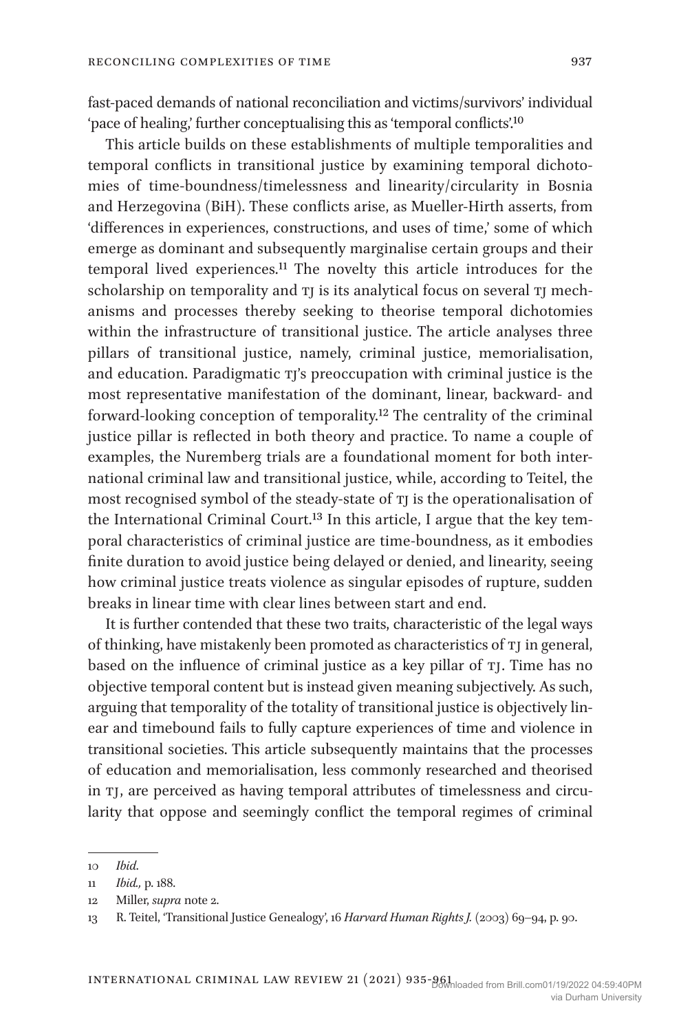fast-paced demands of national reconciliation and victims/survivors' individual 'pace of healing,' further conceptualising this as 'temporal conflicts'.[10]

This article builds on these establishments of multiple temporalities and temporal conflicts in transitional justice by examining temporal dichotomies of time-boundness/timelessness and linearity/circularity in Bosnia and Herzegovina (BiH). These conflicts arise, as Mueller-Hirth asserts, from 'differences in experiences, constructions, and uses of time,' some of which emerge as dominant and subsequently marginalise certain groups and their temporal lived experiences.[11] The novelty this article introduces for the scholarship on temporality and TJ is its analytical focus on several TJ mechanisms and processes thereby seeking to theorise temporal dichotomies within the infrastructure of transitional justice. The article analyses three pillars of transitional justice, namely, criminal justice, memorialisation, and education. Paradigmatic TJ's preoccupation with criminal justice is the most representative manifestation of the dominant, linear, backward- and forward-looking conception of temporality.[12] The centrality of the criminal justice pillar is reflected in both theory and practice. To name a couple of examples, the Nuremberg trials are a foundational moment for both international criminal law and transitional justice, while, according to Teitel, the most recognised symbol of the steady-state of TJ is the operationalisation of the International Criminal Court.[13] In this article, I argue that the key temporal characteristics of criminal justice are time-boundness, as it embodies finite duration to avoid justice being delayed or denied, and linearity, seeing how criminal justice treats violence as singular episodes of rupture, sudden breaks in linear time with clear lines between start and end.

It is further contended that these two traits, characteristic of the legal ways of thinking, have mistakenly been promoted as characteristics of TJ in general, based on the influence of criminal justice as a key pillar of TJ. Time has no objective temporal content but is instead given meaning subjectively. As such, arguing that temporality of the totality of transitional justice is objectively linear and timebound fails to fully capture experiences of time and violence in transitional societies. This article subsequently maintains that the processes of education and memorialisation, less commonly researched and theorised in TJ, are perceived as having temporal attributes of timelessness and circularity that oppose and seemingly conflict the temporal regimes of criminal

---

10 *Ibid.*

11 *Ibid.,* p. 188.

12 Miller, *supra* note 2.

13 R. Teitel, 'Transitional Justice Genealogy', 16 *Harvard Human Rights J.* (2003) 69–94, p. 90.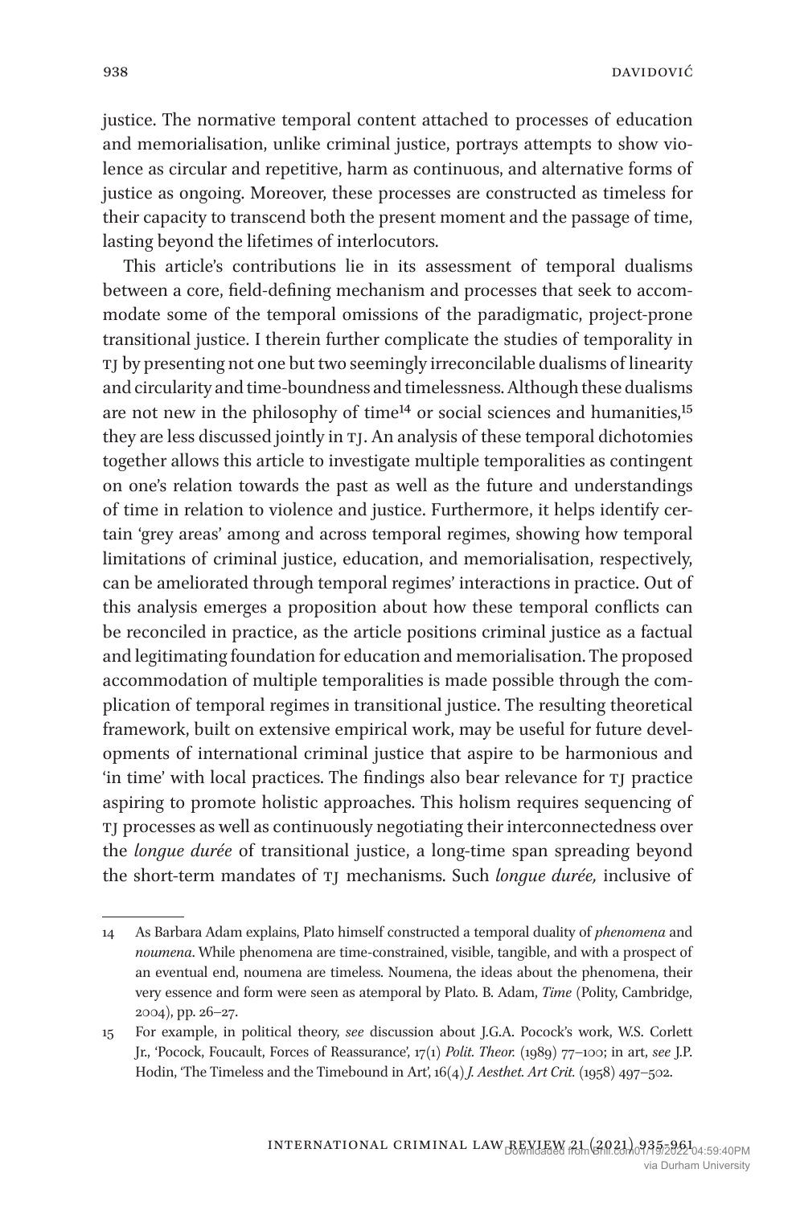justice. The normative temporal content attached to processes of education and memorialisation, unlike criminal justice, portrays attempts to show violence as circular and repetitive, harm as continuous, and alternative forms of justice as ongoing. Moreover, these processes are constructed as timeless for their capacity to transcend both the present moment and the passage of time, lasting beyond the lifetimes of interlocutors.

This article's contributions lie in its assessment of temporal dualisms between a core, field-defining mechanism and processes that seek to accommodate some of the temporal omissions of the paradigmatic, project-prone transitional justice. I therein further complicate the studies of temporality in TJ by presenting not one but two seemingly irreconcilable dualisms of linearity and circularity and time-boundness and timelessness. Although these dualisms are not new in the philosophy of time[14] or social sciences and humanities,[15] they are less discussed jointly in TJ. An analysis of these temporal dichotomies together allows this article to investigate multiple temporalities as contingent on one's relation towards the past as well as the future and understandings of time in relation to violence and justice. Furthermore, it helps identify certain 'grey areas' among and across temporal regimes, showing how temporal limitations of criminal justice, education, and memorialisation, respectively, can be ameliorated through temporal regimes' interactions in practice. Out of this analysis emerges a proposition about how these temporal conflicts can be reconciled in practice, as the article positions criminal justice as a factual and legitimating foundation for education and memorialisation. The proposed accommodation of multiple temporalities is made possible through the complication of temporal regimes in transitional justice. The resulting theoretical framework, built on extensive empirical work, may be useful for future developments of international criminal justice that aspire to be harmonious and 'in time' with local practices. The findings also bear relevance for TJ practice aspiring to promote holistic approaches. This holism requires sequencing of TJ processes as well as continuously negotiating their interconnectedness over the *longue durée* of transitional justice, a long-time span spreading beyond the short-term mandates of TJ mechanisms. Such *longue durée,* inclusive of

---

14 As Barbara Adam explains, Plato himself constructed a temporal duality of *phenomena* and *noumena*. While phenomena are time-constrained, visible, tangible, and with a prospect of an eventual end, noumena are timeless. Noumena, the ideas about the phenomena, their very essence and form were seen as atemporal by Plato. B. Adam, *Time* (Polity, Cambridge, 2004), pp. 26–27.

15 For example, in political theory, *see* discussion about J.G.A. Pocock's work, W.S. Corlett Jr., 'Pocock, Foucault, Forces of Reassurance', 17(1) *Polit. Theor.* (1989) 77–100; in art, *see* J.P. Hodin, 'The Timeless and the Timebound in Art', 16(4) *J. Aesthet. Art Crit.* (1958) 497–502.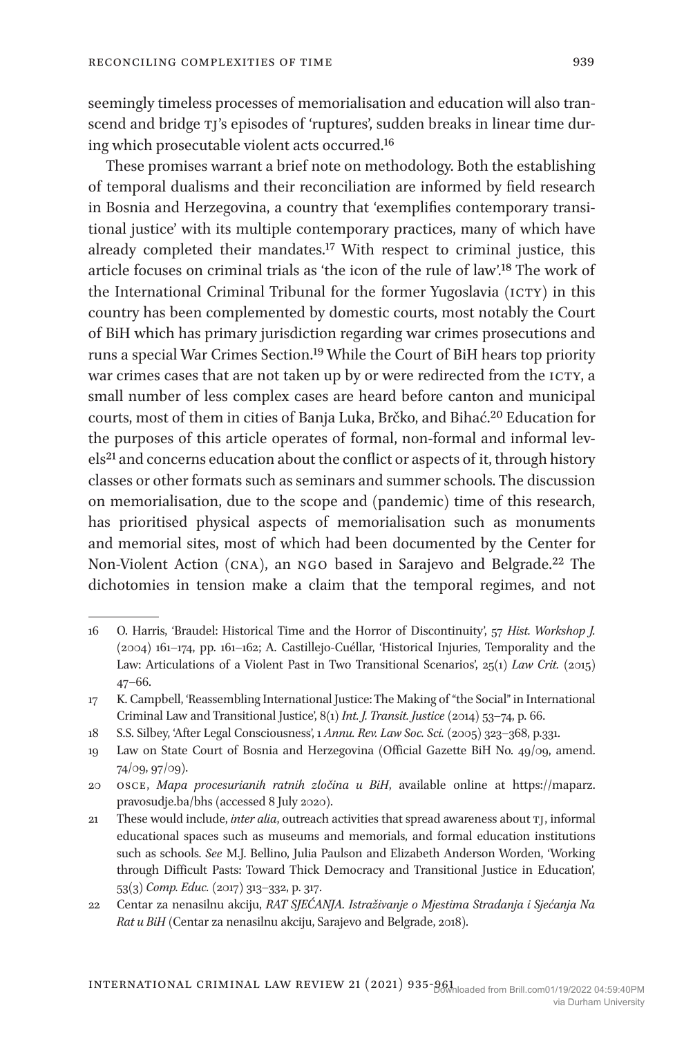seemingly timeless processes of memorialisation and education will also transcend and bridge TJ's episodes of 'ruptures', sudden breaks in linear time during which prosecutable violent acts occurred.[16]

These promises warrant a brief note on methodology. Both the establishing of temporal dualisms and their reconciliation are informed by field research in Bosnia and Herzegovina, a country that 'exemplifies contemporary transitional justice' with its multiple contemporary practices, many of which have already completed their mandates.[17] With respect to criminal justice, this article focuses on criminal trials as 'the icon of the rule of law'.[18] The work of the International Criminal Tribunal for the former Yugoslavia (ICTY) in this country has been complemented by domestic courts, most notably the Court of BiH which has primary jurisdiction regarding war crimes prosecutions and runs a special War Crimes Section.[19] While the Court of BiH hears top priority war crimes cases that are not taken up by or were redirected from the ICTY, a small number of less complex cases are heard before canton and municipal courts, most of them in cities of Banja Luka, Brčko, and Bihać.[20] Education for the purposes of this article operates of formal, non-formal and informal levels[21] and concerns education about the conflict or aspects of it, through history classes or other formats such as seminars and summer schools. The discussion on memorialisation, due to the scope and (pandemic) time of this research, has prioritised physical aspects of memorialisation such as monuments and memorial sites, most of which had been documented by the Center for Non-Violent Action (CNA), an NGO based in Sarajevo and Belgrade.[22] The dichotomies in tension make a claim that the temporal regimes, and not

---

16 O. Harris, 'Braudel: Historical Time and the Horror of Discontinuity', 57 *Hist. Workshop J.* (2004) 161–174, pp. 161–162; A. Castillejo-Cuéllar, 'Historical Injuries, Temporality and the Law: Articulations of a Violent Past in Two Transitional Scenarios', 25(1) *Law Crit.* (2015) 47–66.

17 K. Campbell, 'Reassembling International Justice: The Making of "the Social" in International Criminal Law and Transitional Justice', 8(1) *Int. J. Transit. Justice* (2014) 53–74, p. 66.

18 S.S. Silbey, 'After Legal Consciousness', 1 *Annu. Rev. Law Soc. Sci.* (2005) 323–368, p.331.

19 Law on State Court of Bosnia and Herzegovina (Official Gazette BiH No. 49/09, amend. 74/09, 97/09).

20 OSCE, *Mapa procesurianih ratnih zločina u BiH*, available online at https://maparz.pravosudje.ba/bhs (accessed 8 July 2020).

21 These would include, *inter alia*, outreach activities that spread awareness about TJ, informal educational spaces such as museums and memorials, and formal education institutions such as schools. *See* M.J. Bellino, Julia Paulson and Elizabeth Anderson Worden, 'Working through Difficult Pasts: Toward Thick Democracy and Transitional Justice in Education', 53(3) *Comp. Educ.* (2017) 313–332, p. 317.

22 Centar za nenasilnu akciju, *RAT SJEĆANJA. Istraživanje o Mjestima Stradanja i Sjećanja Na Rat u BiH* (Centar za nenasilnu akciju, Sarajevo and Belgrade, 2018).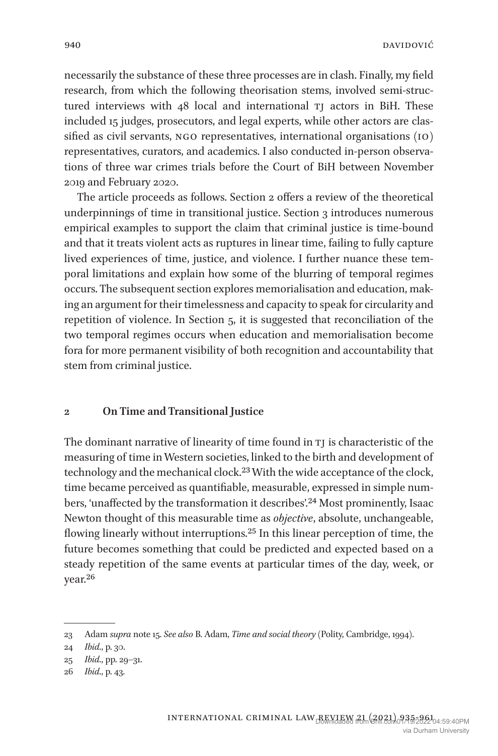necessarily the substance of these three processes are in clash. Finally, my field research, from which the following theorisation stems, involved semi-structured interviews with 48 local and international TJ actors in BiH. These included 15 judges, prosecutors, and legal experts, while other actors are classified as civil servants, NGO representatives, international organisations (IO) representatives, curators, and academics. I also conducted in-person observations of three war crimes trials before the Court of BiH between November 2019 and February 2020.

The article proceeds as follows. Section 2 offers a review of the theoretical underpinnings of time in transitional justice. Section 3 introduces numerous empirical examples to support the claim that criminal justice is time-bound and that it treats violent acts as ruptures in linear time, failing to fully capture lived experiences of time, justice, and violence. I further nuance these temporal limitations and explain how some of the blurring of temporal regimes occurs. The subsequent section explores memorialisation and education, making an argument for their timelessness and capacity to speak for circularity and repetition of violence. In Section 5, it is suggested that reconciliation of the two temporal regimes occurs when education and memorialisation become fora for more permanent visibility of both recognition and accountability that stem from criminal justice.

## 2 On Time and Transitional Justice

The dominant narrative of linearity of time found in TJ is characteristic of the measuring of time in Western societies, linked to the birth and development of technology and the mechanical clock.[23] With the wide acceptance of the clock, time became perceived as quantifiable, measurable, expressed in simple numbers, 'unaffected by the transformation it describes'.[24] Most prominently, Isaac Newton thought of this measurable time as *objective*, absolute, unchangeable, flowing linearly without interruptions.[25] In this linear perception of time, the future becomes something that could be predicted and expected based on a steady repetition of the same events at particular times of the day, week, or year.[26]

---

23 Adam *supra* note 15. *See also* B. Adam, *Time and social theory* (Polity, Cambridge, 1994).

24 *Ibid.*, p. 30.

25 *Ibid.*, pp. 29–31.

26 *Ibid.*, p. 43.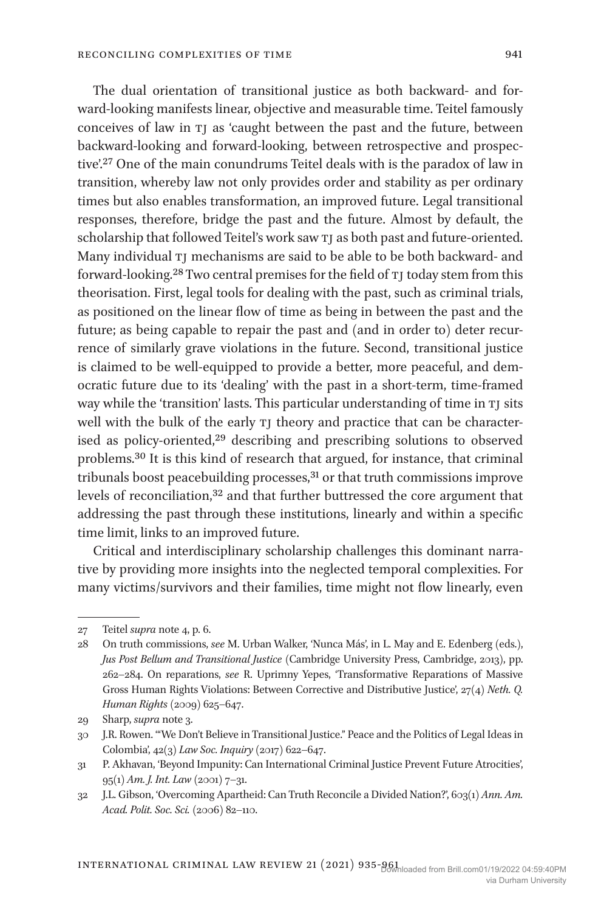The dual orientation of transitional justice as both backward- and forward-looking manifests linear, objective and measurable time. Teitel famously conceives of law in TJ as 'caught between the past and the future, between backward-looking and forward-looking, between retrospective and prospective'.[27] One of the main conundrums Teitel deals with is the paradox of law in transition, whereby law not only provides order and stability as per ordinary times but also enables transformation, an improved future. Legal transitional responses, therefore, bridge the past and the future. Almost by default, the scholarship that followed Teitel's work saw TJ as both past and future-oriented. Many individual TJ mechanisms are said to be able to be both backward- and forward-looking.[28] Two central premises for the field of TJ today stem from this theorisation. First, legal tools for dealing with the past, such as criminal trials, as positioned on the linear flow of time as being in between the past and the future; as being capable to repair the past and (and in order to) deter recurrence of similarly grave violations in the future. Second, transitional justice is claimed to be well-equipped to provide a better, more peaceful, and democratic future due to its 'dealing' with the past in a short-term, time-framed way while the 'transition' lasts. This particular understanding of time in TJ sits well with the bulk of the early TJ theory and practice that can be characterised as policy-oriented,[29] describing and prescribing solutions to observed problems.[30] It is this kind of research that argued, for instance, that criminal tribunals boost peacebuilding processes,[31] or that truth commissions improve levels of reconciliation,[32] and that further buttressed the core argument that addressing the past through these institutions, linearly and within a specific time limit, links to an improved future.

Critical and interdisciplinary scholarship challenges this dominant narrative by providing more insights into the neglected temporal complexities. For many victims/survivors and their families, time might not flow linearly, even

---

27 Teitel *supra* note 4, p. 6.

28 On truth commissions, *see* M. Urban Walker, 'Nunca Más', in L. May and E. Edenberg (eds.), *Jus Post Bellum and Transitional Justice* (Cambridge University Press, Cambridge, 2013), pp. 262–284. On reparations, *see* R. Uprimny Yepes, 'Transformative Reparations of Massive Gross Human Rights Violations: Between Corrective and Distributive Justice', 27(4) *Neth. Q. Human Rights* (2009) 625–647.

29 Sharp, *supra* note 3.

30 J.R. Rowen. '"We Don't Believe in Transitional Justice." Peace and the Politics of Legal Ideas in Colombia', 42(3) *Law Soc. Inquiry* (2017) 622–647.

31 P. Akhavan, 'Beyond Impunity: Can International Criminal Justice Prevent Future Atrocities', 95(1) *Am. J. Int. Law* (2001) 7–31.

32 J.L. Gibson, 'Overcoming Apartheid: Can Truth Reconcile a Divided Nation?', 603(1) *Ann. Am. Acad. Polit. Soc. Sci.* (2006) 82–110.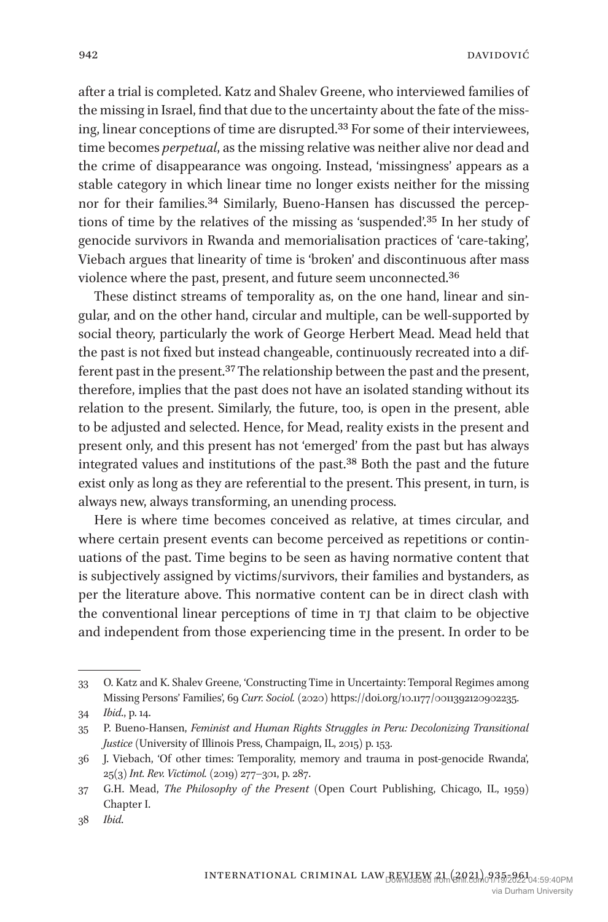after a trial is completed. Katz and Shalev Greene, who interviewed families of the missing in Israel, find that due to the uncertainty about the fate of the missing, linear conceptions of time are disrupted.[33] For some of their interviewees, time becomes *perpetual*, as the missing relative was neither alive nor dead and the crime of disappearance was ongoing. Instead, 'missingness' appears as a stable category in which linear time no longer exists neither for the missing nor for their families.[34] Similarly, Bueno-Hansen has discussed the perceptions of time by the relatives of the missing as 'suspended'.[35] In her study of genocide survivors in Rwanda and memorialisation practices of 'care-taking', Viebach argues that linearity of time is 'broken' and discontinuous after mass violence where the past, present, and future seem unconnected.[36]

These distinct streams of temporality as, on the one hand, linear and singular, and on the other hand, circular and multiple, can be well-supported by social theory, particularly the work of George Herbert Mead. Mead held that the past is not fixed but instead changeable, continuously recreated into a different past in the present.[37] The relationship between the past and the present, therefore, implies that the past does not have an isolated standing without its relation to the present. Similarly, the future, too, is open in the present, able to be adjusted and selected. Hence, for Mead, reality exists in the present and present only, and this present has not 'emerged' from the past but has always integrated values and institutions of the past.[38] Both the past and the future exist only as long as they are referential to the present. This present, in turn, is always new, always transforming, an unending process.

Here is where time becomes conceived as relative, at times circular, and where certain present events can become perceived as repetitions or continuations of the past. Time begins to be seen as having normative content that is subjectively assigned by victims/survivors, their families and bystanders, as per the literature above. This normative content can be in direct clash with the conventional linear perceptions of time in TJ that claim to be objective and independent from those experiencing time in the present. In order to be

---

33 O. Katz and K. Shalev Greene, 'Constructing Time in Uncertainty: Temporal Regimes among Missing Persons' Families', 69 *Curr. Sociol.* (2020) https://doi.org/10.1177/0011392120902235.

34 *Ibid.*, p. 14.

35 P. Bueno-Hansen, *Feminist and Human Rights Struggles in Peru: Decolonizing Transitional Justice* (University of Illinois Press, Champaign, IL, 2015) p. 153.

36 J. Viebach, 'Of other times: Temporality, memory and trauma in post-genocide Rwanda', 25(3) *Int. Rev. Victimol.* (2019) 277–301, p. 287.

37 G.H. Mead, *The Philosophy of the Present* (Open Court Publishing, Chicago, IL, 1959) Chapter I.

38 *Ibid.*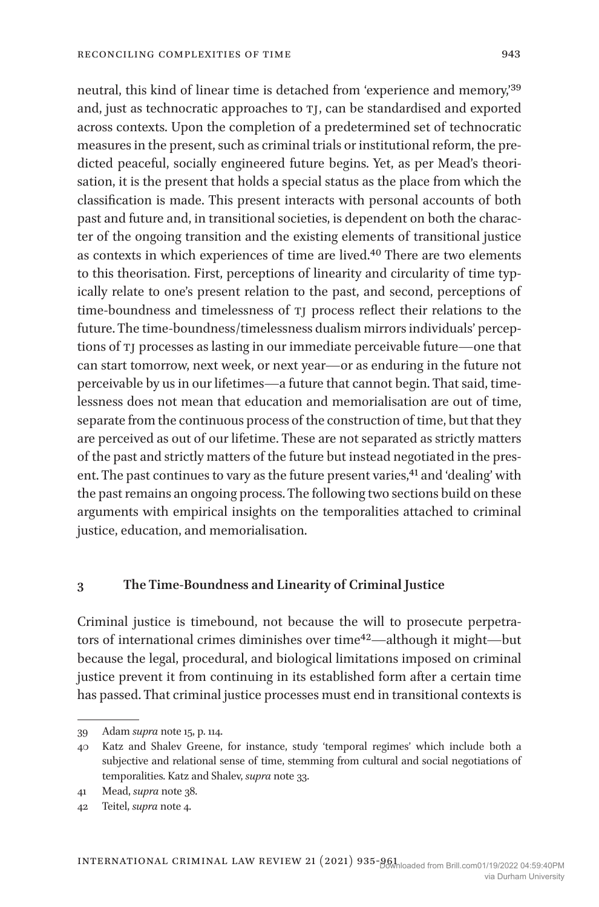neutral, this kind of linear time is detached from 'experience and memory,'[39] and, just as technocratic approaches to TJ, can be standardised and exported across contexts. Upon the completion of a predetermined set of technocratic measures in the present, such as criminal trials or institutional reform, the predicted peaceful, socially engineered future begins. Yet, as per Mead's theorisation, it is the present that holds a special status as the place from which the classification is made. This present interacts with personal accounts of both past and future and, in transitional societies, is dependent on both the character of the ongoing transition and the existing elements of transitional justice as contexts in which experiences of time are lived.[40] There are two elements to this theorisation. First, perceptions of linearity and circularity of time typically relate to one's present relation to the past, and second, perceptions of time-boundness and timelessness of TJ process reflect their relations to the future. The time-boundness/timelessness dualism mirrors individuals' perceptions of TJ processes as lasting in our immediate perceivable future—one that can start tomorrow, next week, or next year—or as enduring in the future not perceivable by us in our lifetimes—a future that cannot begin. That said, timelessness does not mean that education and memorialisation are out of time, separate from the continuous process of the construction of time, but that they are perceived as out of our lifetime. These are not separated as strictly matters of the past and strictly matters of the future but instead negotiated in the present. The past continues to vary as the future present varies,[41] and 'dealing' with the past remains an ongoing process. The following two sections build on these arguments with empirical insights on the temporalities attached to criminal justice, education, and memorialisation.

## 3 The Time-Boundness and Linearity of Criminal Justice

Criminal justice is timebound, not because the will to prosecute perpetrators of international crimes diminishes over time[42]—although it might—but because the legal, procedural, and biological limitations imposed on criminal justice prevent it from continuing in its established form after a certain time has passed. That criminal justice processes must end in transitional contexts is

---

39 Adam *supra* note 15, p. 114.

40 Katz and Shalev Greene, for instance, study 'temporal regimes' which include both a subjective and relational sense of time, stemming from cultural and social negotiations of temporalities. Katz and Shalev, *supra* note 33.

41 Mead, *supra* note 38.

42 Teitel, *supra* note 4.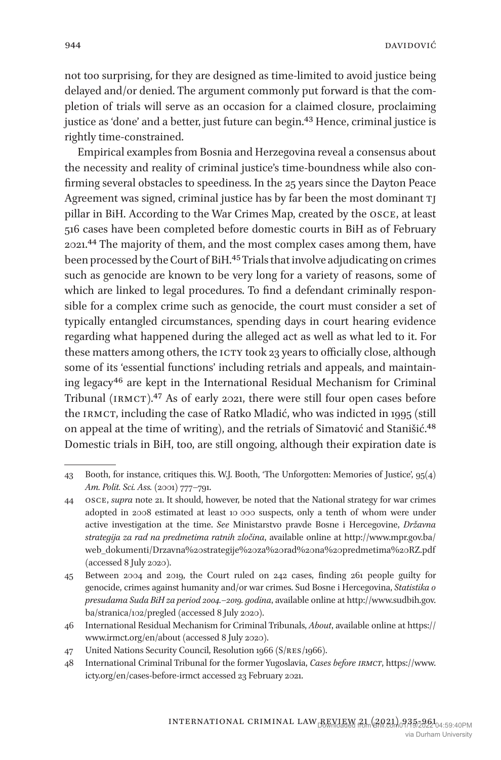not too surprising, for they are designed as time-limited to avoid justice being delayed and/or denied. The argument commonly put forward is that the completion of trials will serve as an occasion for a claimed closure, proclaiming justice as 'done' and a better, just future can begin.[43] Hence, criminal justice is rightly time-constrained.

Empirical examples from Bosnia and Herzegovina reveal a consensus about the necessity and reality of criminal justice's time-boundness while also confirming several obstacles to speediness. In the 25 years since the Dayton Peace Agreement was signed, criminal justice has by far been the most dominant TJ pillar in BiH. According to the War Crimes Map, created by the OSCE, at least 516 cases have been completed before domestic courts in BiH as of February 2021.[44] The majority of them, and the most complex cases among them, have been processed by the Court of BiH.[45] Trials that involve adjudicating on crimes such as genocide are known to be very long for a variety of reasons, some of which are linked to legal procedures. To find a defendant criminally responsible for a complex crime such as genocide, the court must consider a set of typically entangled circumstances, spending days in court hearing evidence regarding what happened during the alleged act as well as what led to it. For these matters among others, the ICTY took 23 years to officially close, although some of its 'essential functions' including retrials and appeals, and maintaining legacy[46] are kept in the International Residual Mechanism for Criminal Tribunal (IRMCT).[47] As of early 2021, there were still four open cases before the IRMCT, including the case of Ratko Mladić, who was indicted in 1995 (still on appeal at the time of writing), and the retrials of Simatović and Stanišić.[48] Domestic trials in BiH, too, are still ongoing, although their expiration date is

---

43 Booth, for instance, critiques this. W.J. Booth, 'The Unforgotten: Memories of Justice', 95(4) *Am. Polit. Sci. Ass.* (2001) 777–791.

44 OSCE, *supra* note 21. It should, however, be noted that the National strategy for war crimes adopted in 2008 estimated at least 10 000 suspects, only a tenth of whom were under active investigation at the time. *See* Ministarstvo pravde Bosne i Hercegovine, *Državna strategija za rad na predmetima ratnih zločina*, available online at http://www.mpr.gov.ba/web_dokumenti/Drzavna%20strategije%20za%20rad%20na%20predmetima%20RZ.pdf (accessed 8 July 2020).

45 Between 2004 and 2019, the Court ruled on 242 cases, finding 261 people guilty for genocide, crimes against humanity and/or war crimes. Sud Bosne i Hercegovina, *Statistika o presudama Suda BiH za period 2004.–2019. godina*, available online at http://www.sudbih.gov.ba/stranica/102/pregled (accessed 8 July 2020).

46 International Residual Mechanism for Criminal Tribunals, *About*, available online at https://www.irmct.org/en/about (accessed 8 July 2020).

47 United Nations Security Council, Resolution 1966 (S/RES/1966).

48 International Criminal Tribunal for the former Yugoslavia, *Cases before IRMCT*, https://www.icty.org/en/cases-before-irmct accessed 23 February 2021.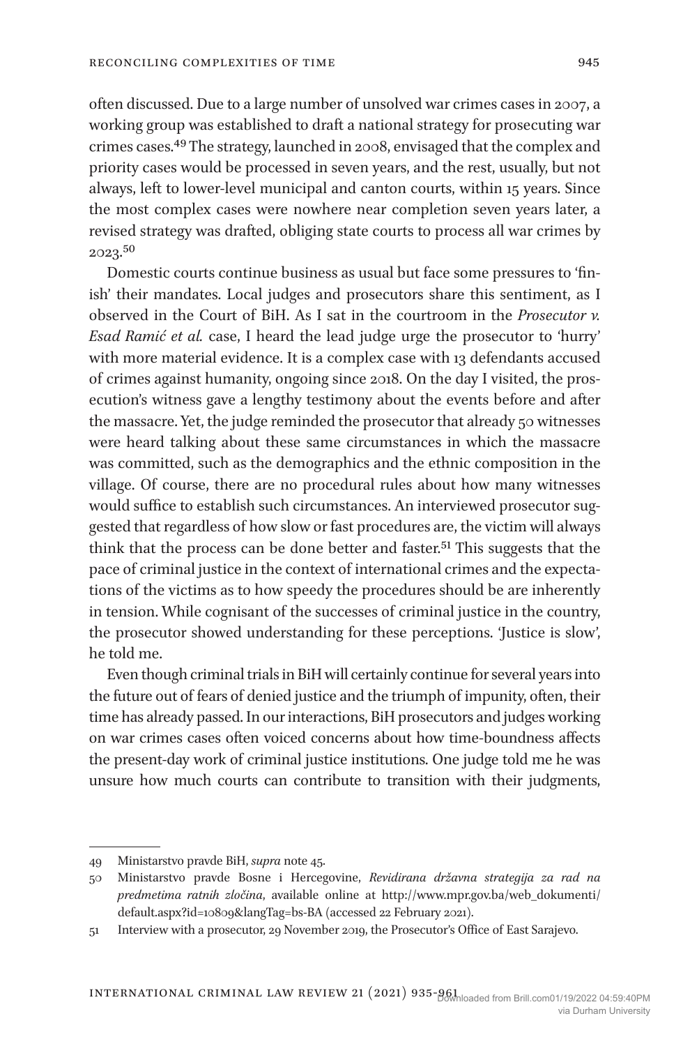often discussed. Due to a large number of unsolved war crimes cases in 2007, a working group was established to draft a national strategy for prosecuting war crimes cases.[49] The strategy, launched in 2008, envisaged that the complex and priority cases would be processed in seven years, and the rest, usually, but not always, left to lower-level municipal and canton courts, within 15 years. Since the most complex cases were nowhere near completion seven years later, a revised strategy was drafted, obliging state courts to process all war crimes by 2023.[50]

Domestic courts continue business as usual but face some pressures to 'finish' their mandates. Local judges and prosecutors share this sentiment, as I observed in the Court of BiH. As I sat in the courtroom in the *Prosecutor v. Esad Ramić et al.* case, I heard the lead judge urge the prosecutor to 'hurry' with more material evidence. It is a complex case with 13 defendants accused of crimes against humanity, ongoing since 2018. On the day I visited, the prosecution's witness gave a lengthy testimony about the events before and after the massacre. Yet, the judge reminded the prosecutor that already 50 witnesses were heard talking about these same circumstances in which the massacre was committed, such as the demographics and the ethnic composition in the village. Of course, there are no procedural rules about how many witnesses would suffice to establish such circumstances. An interviewed prosecutor suggested that regardless of how slow or fast procedures are, the victim will always think that the process can be done better and faster.[51] This suggests that the pace of criminal justice in the context of international crimes and the expectations of the victims as to how speedy the procedures should be are inherently in tension. While cognisant of the successes of criminal justice in the country, the prosecutor showed understanding for these perceptions. 'Justice is slow', he told me.

Even though criminal trials in BiH will certainly continue for several years into the future out of fears of denied justice and the triumph of impunity, often, their time has already passed. In our interactions, BiH prosecutors and judges working on war crimes cases often voiced concerns about how time-boundness affects the present-day work of criminal justice institutions. One judge told me he was unsure how much courts can contribute to transition with their judgments,

---

49 Ministarstvo pravde BiH, *supra* note 45.

50 Ministarstvo pravde Bosne i Hercegovine, *Revidirana državna strategija za rad na predmetima ratnih zločina*, available online at http://www.mpr.gov.ba/web_dokumenti/default.aspx?id=10809&langTag=bs-BA (accessed 22 February 2021).

51 Interview with a prosecutor, 29 November 2019, the Prosecutor's Office of East Sarajevo.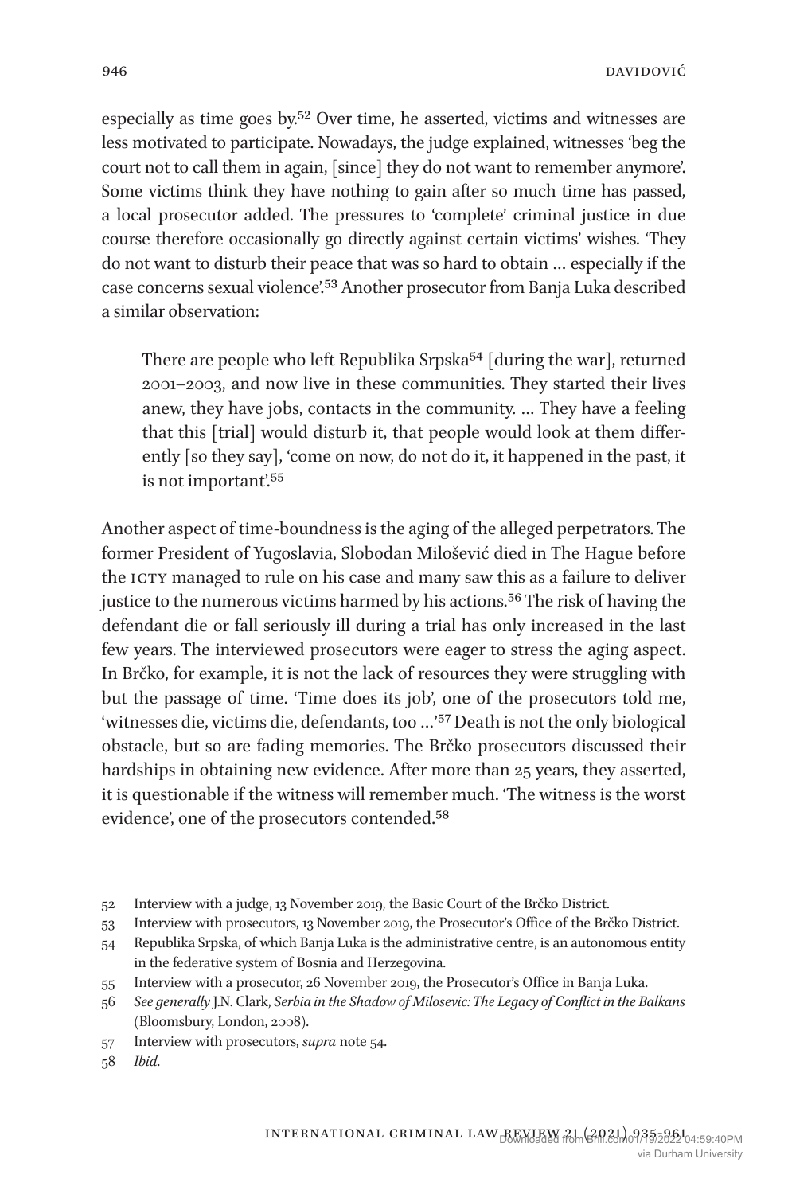especially as time goes by.[52] Over time, he asserted, victims and witnesses are less motivated to participate. Nowadays, the judge explained, witnesses 'beg the court not to call them in again, [since] they do not want to remember anymore'. Some victims think they have nothing to gain after so much time has passed, a local prosecutor added. The pressures to 'complete' criminal justice in due course therefore occasionally go directly against certain victims' wishes. 'They do not want to disturb their peace that was so hard to obtain … especially if the case concerns sexual violence'.[53] Another prosecutor from Banja Luka described a similar observation:

> There are people who left Republika Srpska[54] [during the war], returned 2001–2003, and now live in these communities. They started their lives anew, they have jobs, contacts in the community. … They have a feeling that this [trial] would disturb it, that people would look at them differently [so they say], 'come on now, do not do it, it happened in the past, it is not important'.[55]

Another aspect of time-boundness is the aging of the alleged perpetrators. The former President of Yugoslavia, Slobodan Milošević died in The Hague before the ICTY managed to rule on his case and many saw this as a failure to deliver justice to the numerous victims harmed by his actions.[56] The risk of having the defendant die or fall seriously ill during a trial has only increased in the last few years. The interviewed prosecutors were eager to stress the aging aspect. In Brčko, for example, it is not the lack of resources they were struggling with but the passage of time. 'Time does its job', one of the prosecutors told me, 'witnesses die, victims die, defendants, too …'[57] Death is not the only biological obstacle, but so are fading memories. The Brčko prosecutors discussed their hardships in obtaining new evidence. After more than 25 years, they asserted, it is questionable if the witness will remember much. 'The witness is the worst evidence', one of the prosecutors contended.[58]

---

52 Interview with a judge, 13 November 2019, the Basic Court of the Brčko District.

53 Interview with prosecutors, 13 November 2019, the Prosecutor's Office of the Brčko District.

54 Republika Srpska, of which Banja Luka is the administrative centre, is an autonomous entity in the federative system of Bosnia and Herzegovina.

55 Interview with a prosecutor, 26 November 2019, the Prosecutor's Office in Banja Luka.

56 *See generally* J.N. Clark, *Serbia in the Shadow of Milosevic: The Legacy of Conflict in the Balkans* (Bloomsbury, London, 2008).

57 Interview with prosecutors, *supra* note 54.

58 *Ibid*.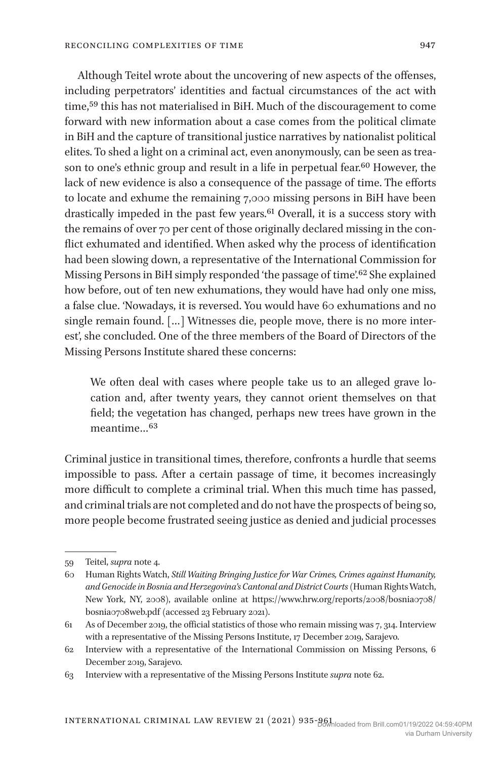Although Teitel wrote about the uncovering of new aspects of the offenses, including perpetrators' identities and factual circumstances of the act with time,[59] this has not materialised in BiH. Much of the discouragement to come forward with new information about a case comes from the political climate in BiH and the capture of transitional justice narratives by nationalist political elites. To shed a light on a criminal act, even anonymously, can be seen as treason to one's ethnic group and result in a life in perpetual fear.[60] However, the lack of new evidence is also a consequence of the passage of time. The efforts to locate and exhume the remaining 7,000 missing persons in BiH have been drastically impeded in the past few years.[61] Overall, it is a success story with the remains of over 70 per cent of those originally declared missing in the conflict exhumated and identified. When asked why the process of identification had been slowing down, a representative of the International Commission for Missing Persons in BiH simply responded 'the passage of time'.[62] She explained how before, out of ten new exhumations, they would have had only one miss, a false clue. 'Nowadays, it is reversed. You would have 60 exhumations and no single remain found. […] Witnesses die, people move, there is no more interest', she concluded. One of the three members of the Board of Directors of the Missing Persons Institute shared these concerns:

> We often deal with cases where people take us to an alleged grave location and, after twenty years, they cannot orient themselves on that field; the vegetation has changed, perhaps new trees have grown in the meantime…[63]

Criminal justice in transitional times, therefore, confronts a hurdle that seems impossible to pass. After a certain passage of time, it becomes increasingly more difficult to complete a criminal trial. When this much time has passed, and criminal trials are not completed and do not have the prospects of being so, more people become frustrated seeing justice as denied and judicial processes

---

59 Teitel, *supra* note 4.

60 Human Rights Watch, *Still Waiting Bringing Justice for War Crimes, Crimes against Humanity, and Genocide in Bosnia and Herzegovina's Cantonal and District Courts* (Human Rights Watch, New York, NY, 2008), available online at https://www.hrw.org/reports/2008/bosnia0708/bosnia0708web.pdf (accessed 23 February 2021).

61 As of December 2019, the official statistics of those who remain missing was 7, 314. Interview with a representative of the Missing Persons Institute, 17 December 2019, Sarajevo.

62 Interview with a representative of the International Commission on Missing Persons, 6 December 2019, Sarajevo.

63 Interview with a representative of the Missing Persons Institute *supra* note 62.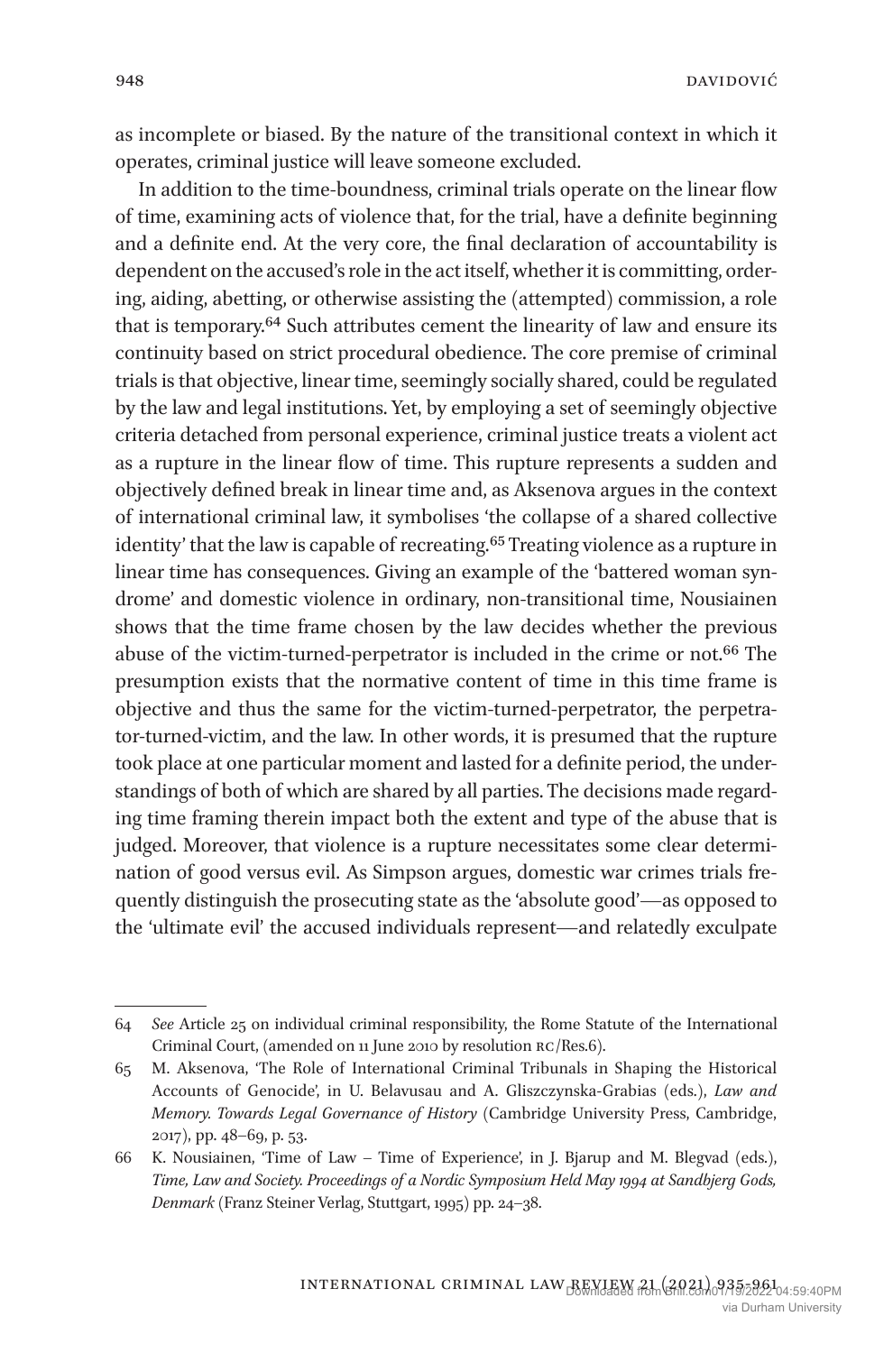as incomplete or biased. By the nature of the transitional context in which it operates, criminal justice will leave someone excluded.

In addition to the time-boundness, criminal trials operate on the linear flow of time, examining acts of violence that, for the trial, have a definite beginning and a definite end. At the very core, the final declaration of accountability is dependent on the accused's role in the act itself, whether it is committing, ordering, aiding, abetting, or otherwise assisting the (attempted) commission, a role that is temporary.[64] Such attributes cement the linearity of law and ensure its continuity based on strict procedural obedience. The core premise of criminal trials is that objective, linear time, seemingly socially shared, could be regulated by the law and legal institutions. Yet, by employing a set of seemingly objective criteria detached from personal experience, criminal justice treats a violent act as a rupture in the linear flow of time. This rupture represents a sudden and objectively defined break in linear time and, as Aksenova argues in the context of international criminal law, it symbolises 'the collapse of a shared collective identity' that the law is capable of recreating.[65] Treating violence as a rupture in linear time has consequences. Giving an example of the 'battered woman syndrome' and domestic violence in ordinary, non-transitional time, Nousiainen shows that the time frame chosen by the law decides whether the previous abuse of the victim-turned-perpetrator is included in the crime or not.[66] The presumption exists that the normative content of time in this time frame is objective and thus the same for the victim-turned-perpetrator, the perpetrator-turned-victim, and the law. In other words, it is presumed that the rupture took place at one particular moment and lasted for a definite period, the understandings of both of which are shared by all parties. The decisions made regarding time framing therein impact both the extent and type of the abuse that is judged. Moreover, that violence is a rupture necessitates some clear determination of good versus evil. As Simpson argues, domestic war crimes trials frequently distinguish the prosecuting state as the 'absolute good'—as opposed to the 'ultimate evil' the accused individuals represent—and relatedly exculpate

---

64 *See* Article 25 on individual criminal responsibility, the Rome Statute of the International Criminal Court, (amended on 11 June 2010 by resolution RC/Res.6).

65 M. Aksenova, 'The Role of International Criminal Tribunals in Shaping the Historical Accounts of Genocide', in U. Belavusau and A. Gliszczynska-Grabias (eds.), *Law and Memory. Towards Legal Governance of History* (Cambridge University Press, Cambridge, 2017), pp. 48–69, p. 53.

66 K. Nousiainen, 'Time of Law – Time of Experience', in J. Bjarup and M. Blegvad (eds.), *Time, Law and Society. Proceedings of a Nordic Symposium Held May 1994 at Sandbjerg Gods, Denmark* (Franz Steiner Verlag, Stuttgart, 1995) pp. 24–38.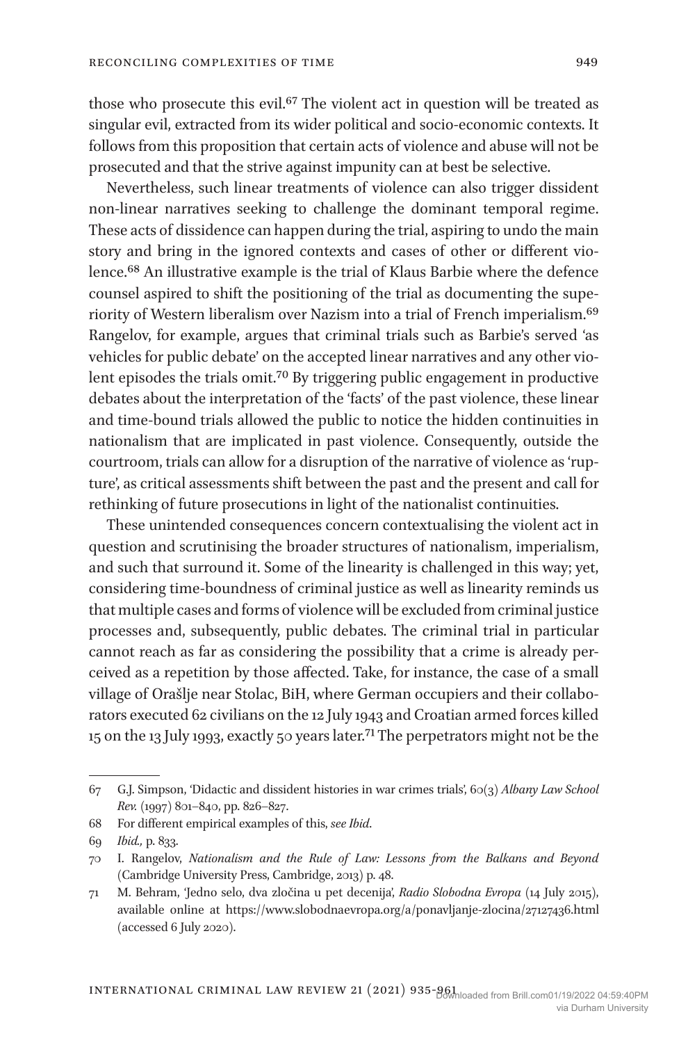those who prosecute this evil.[67] The violent act in question will be treated as singular evil, extracted from its wider political and socio-economic contexts. It follows from this proposition that certain acts of violence and abuse will not be prosecuted and that the strive against impunity can at best be selective.

Nevertheless, such linear treatments of violence can also trigger dissident non-linear narratives seeking to challenge the dominant temporal regime. These acts of dissidence can happen during the trial, aspiring to undo the main story and bring in the ignored contexts and cases of other or different violence.[68] An illustrative example is the trial of Klaus Barbie where the defence counsel aspired to shift the positioning of the trial as documenting the superiority of Western liberalism over Nazism into a trial of French imperialism.[69] Rangelov, for example, argues that criminal trials such as Barbie's served 'as vehicles for public debate' on the accepted linear narratives and any other violent episodes the trials omit.[70] By triggering public engagement in productive debates about the interpretation of the 'facts' of the past violence, these linear and time-bound trials allowed the public to notice the hidden continuities in nationalism that are implicated in past violence. Consequently, outside the courtroom, trials can allow for a disruption of the narrative of violence as 'rupture', as critical assessments shift between the past and the present and call for rethinking of future prosecutions in light of the nationalist continuities.

These unintended consequences concern contextualising the violent act in question and scrutinising the broader structures of nationalism, imperialism, and such that surround it. Some of the linearity is challenged in this way; yet, considering time-boundness of criminal justice as well as linearity reminds us that multiple cases and forms of violence will be excluded from criminal justice processes and, subsequently, public debates. The criminal trial in particular cannot reach as far as considering the possibility that a crime is already perceived as a repetition by those affected. Take, for instance, the case of a small village of Orašlje near Stolac, BiH, where German occupiers and their collaborators executed 62 civilians on the 12 July 1943 and Croatian armed forces killed 15 on the 13 July 1993, exactly 50 years later.[71] The perpetrators might not be the

---

67 G.J. Simpson, 'Didactic and dissident histories in war crimes trials', 60(3) *Albany Law School Rev.* (1997) 801–840, pp. 826–827.

68 For different empirical examples of this, *see Ibid.*

69 *Ibid.,* p. 833.

70 I. Rangelov, *Nationalism and the Rule of Law: Lessons from the Balkans and Beyond* (Cambridge University Press, Cambridge, 2013) p. 48.

71 M. Behram, 'Jedno selo, dva zločina u pet decenija', *Radio Slobodna Evropa* (14 July 2015), available online at https://www.slobodnaevropa.org/a/ponavljanje-zlocina/27127436.html (accessed 6 July 2020).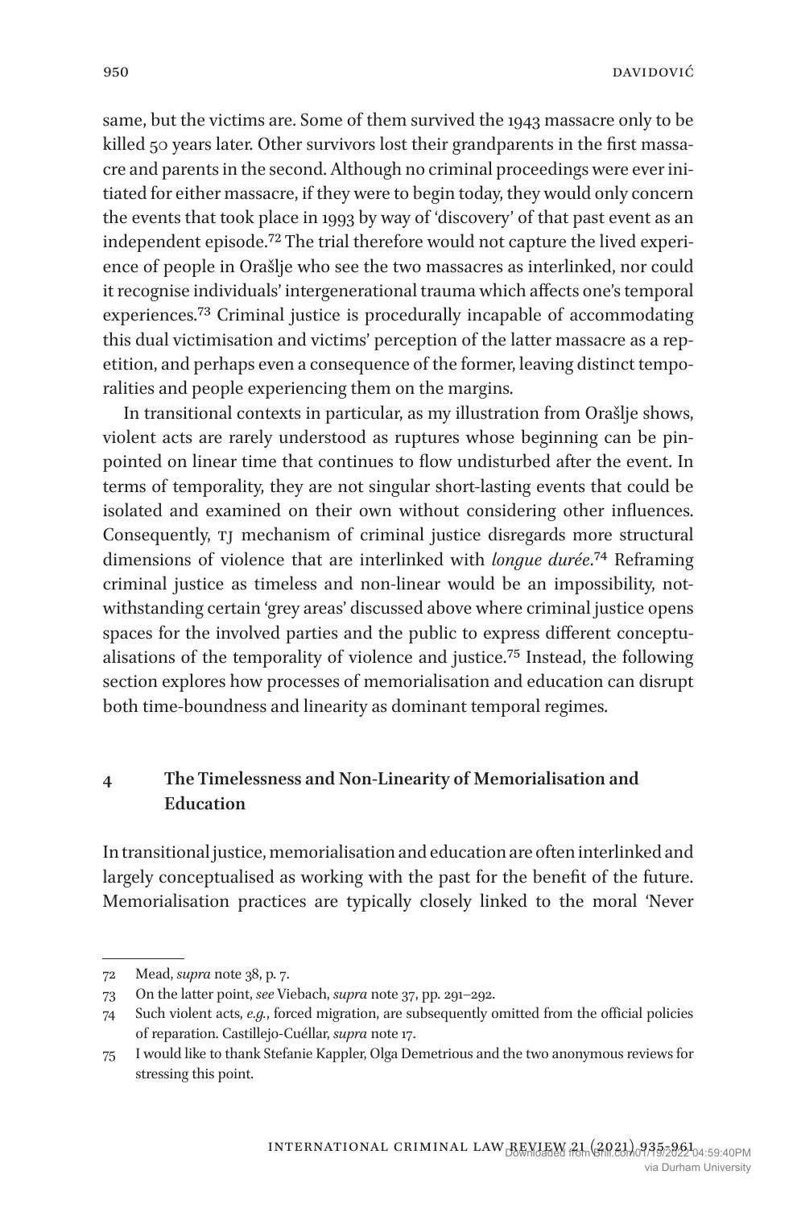same, but the victims are. Some of them survived the 1943 massacre only to be killed 50 years later. Other survivors lost their grandparents in the first massacre and parents in the second. Although no criminal proceedings were ever initiated for either massacre, if they were to begin today, they would only concern the events that took place in 1993 by way of 'discovery' of that past event as an independent episode.[72] The trial therefore would not capture the lived experience of people in Orašlje who see the two massacres as interlinked, nor could it recognise individuals' intergenerational trauma which affects one's temporal experiences.[73] Criminal justice is procedurally incapable of accommodating this dual victimisation and victims' perception of the latter massacre as a repetition, and perhaps even a consequence of the former, leaving distinct temporalities and people experiencing them on the margins.

In transitional contexts in particular, as my illustration from Orašlje shows, violent acts are rarely understood as ruptures whose beginning can be pinpointed on linear time that continues to flow undisturbed after the event. In terms of temporality, they are not singular short-lasting events that could be isolated and examined on their own without considering other influences. Consequently, TJ mechanism of criminal justice disregards more structural dimensions of violence that are interlinked with *longue durée*.[74] Reframing criminal justice as timeless and non-linear would be an impossibility, notwithstanding certain 'grey areas' discussed above where criminal justice opens spaces for the involved parties and the public to express different conceptualisations of the temporality of violence and justice.[75] Instead, the following section explores how processes of memorialisation and education can disrupt both time-boundness and linearity as dominant temporal regimes.

## 4 The Timelessness and Non-Linearity of Memorialisation and Education

In transitional justice, memorialisation and education are often interlinked and largely conceptualised as working with the past for the benefit of the future. Memorialisation practices are typically closely linked to the moral 'Never

---

72 Mead, *supra* note 38, p. 7.

73 On the latter point, *see* Viebach, *supra* note 37, pp. 291–292.

74 Such violent acts, *e.g.*, forced migration, are subsequently omitted from the official policies of reparation. Castillejo-Cuéllar, *supra* note 17.

75 I would like to thank Stefanie Kappler, Olga Demetrious and the two anonymous reviews for stressing this point.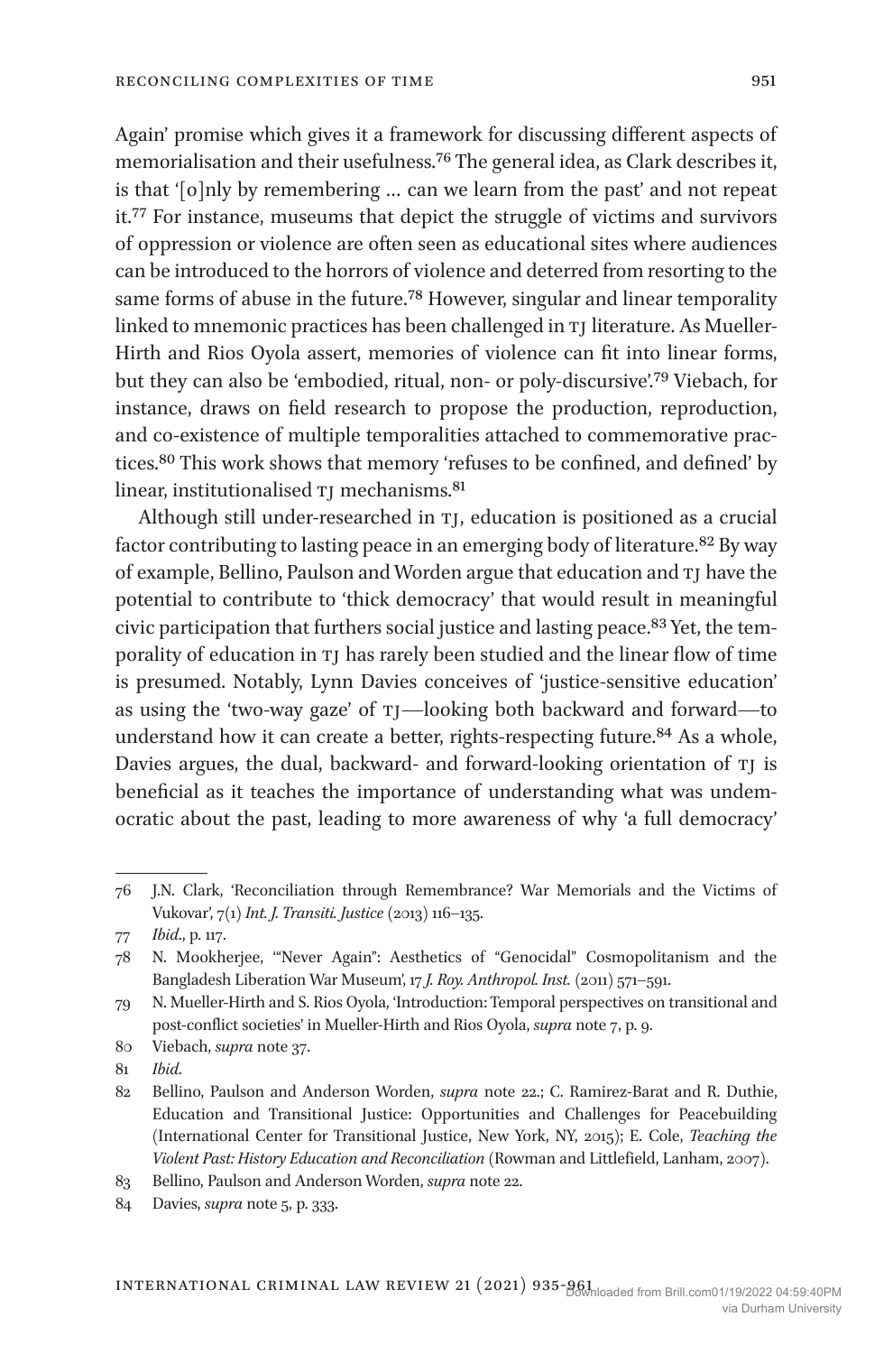Again' promise which gives it a framework for discussing different aspects of memorialisation and their usefulness.[76] The general idea, as Clark describes it, is that '[o]nly by remembering … can we learn from the past' and not repeat it.[77] For instance, museums that depict the struggle of victims and survivors of oppression or violence are often seen as educational sites where audiences can be introduced to the horrors of violence and deterred from resorting to the same forms of abuse in the future.[78] However, singular and linear temporality linked to mnemonic practices has been challenged in TJ literature. As Mueller-Hirth and Rios Oyola assert, memories of violence can fit into linear forms, but they can also be 'embodied, ritual, non- or poly-discursive'.[79] Viebach, for instance, draws on field research to propose the production, reproduction, and co-existence of multiple temporalities attached to commemorative practices.[80] This work shows that memory 'refuses to be confined, and defined' by linear, institutionalised TJ mechanisms.[81]

Although still under-researched in TJ, education is positioned as a crucial factor contributing to lasting peace in an emerging body of literature.[82] By way of example, Bellino, Paulson and Worden argue that education and TJ have the potential to contribute to 'thick democracy' that would result in meaningful civic participation that furthers social justice and lasting peace.[83] Yet, the temporality of education in TJ has rarely been studied and the linear flow of time is presumed. Notably, Lynn Davies conceives of 'justice-sensitive education' as using the 'two-way gaze' of TJ—looking both backward and forward—to understand how it can create a better, rights-respecting future.[84] As a whole, Davies argues, the dual, backward- and forward-looking orientation of TJ is beneficial as it teaches the importance of understanding what was undemocratic about the past, leading to more awareness of why 'a full democracy'

---

76 J.N. Clark, 'Reconciliation through Remembrance? War Memorials and the Victims of Vukovar', 7(1) *Int. J. Transiti. Justice* (2013) 116–135.

77 *Ibid.*, p. 117.

78 N. Mookherjee, '"Never Again": Aesthetics of "Genocidal" Cosmopolitanism and the Bangladesh Liberation War Museum', 17 *J. Roy. Anthropol. Inst.* (2011) 571–591.

79 N. Mueller-Hirth and S. Rios Oyola, 'Introduction: Temporal perspectives on transitional and post-conflict societies' in Mueller-Hirth and Rios Oyola, *supra* note 7, p. 9.

80 Viebach, *supra* note 37.

81 *Ibid.*

82 Bellino, Paulson and Anderson Worden, *supra* note 22.; C. Ramirez-Barat and R. Duthie, Education and Transitional Justice: Opportunities and Challenges for Peacebuilding (International Center for Transitional Justice, New York, NY, 2015); E. Cole, *Teaching the Violent Past: History Education and Reconciliation* (Rowman and Littlefield, Lanham, 2007).

83 Bellino, Paulson and Anderson Worden, *supra* note 22.

84 Davies, *supra* note 5, p. 333.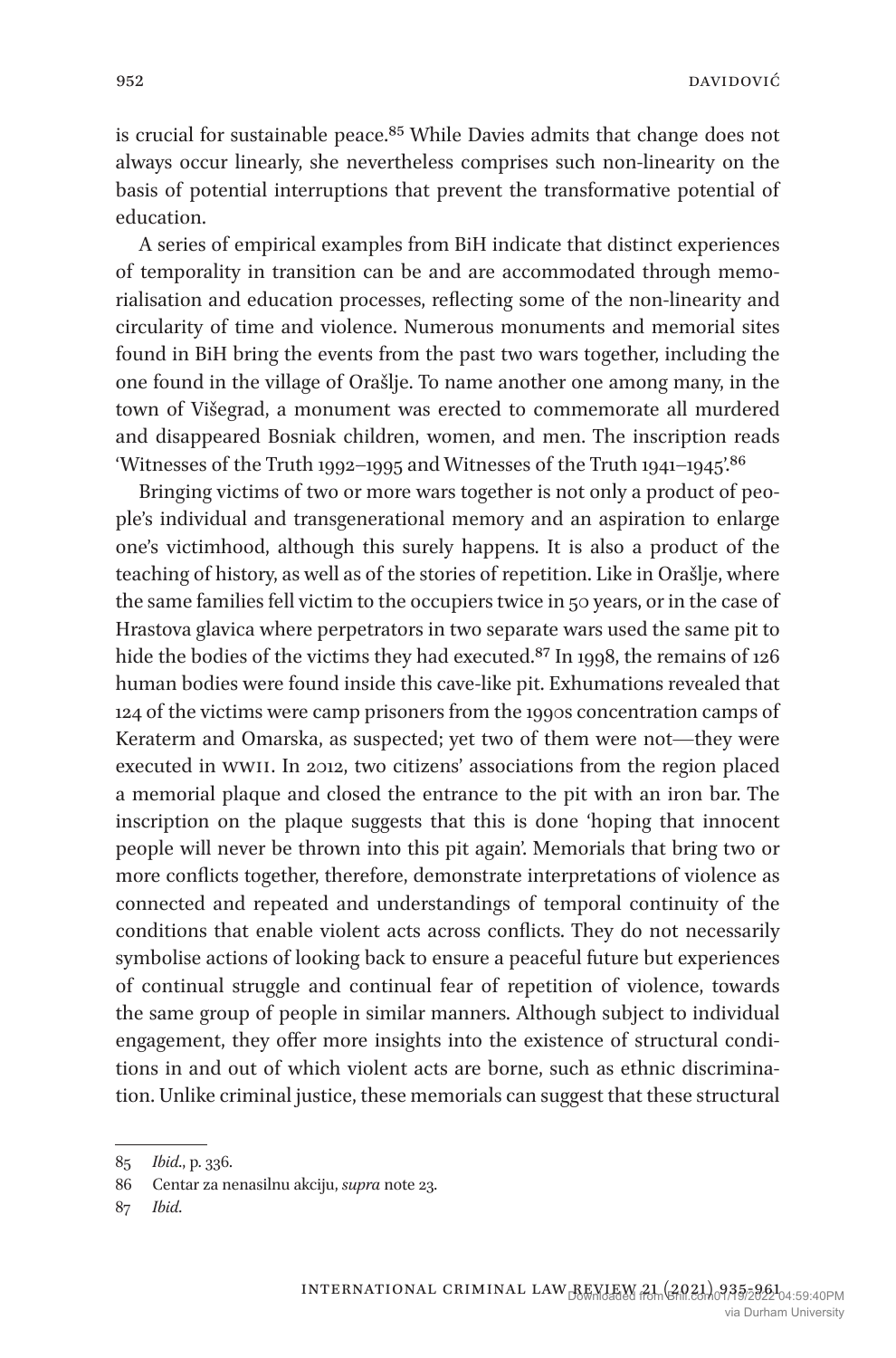is crucial for sustainable peace.[85] While Davies admits that change does not always occur linearly, she nevertheless comprises such non-linearity on the basis of potential interruptions that prevent the transformative potential of education.

A series of empirical examples from BiH indicate that distinct experiences of temporality in transition can be and are accommodated through memorialisation and education processes, reflecting some of the non-linearity and circularity of time and violence. Numerous monuments and memorial sites found in BiH bring the events from the past two wars together, including the one found in the village of Orašlje. To name another one among many, in the town of Višegrad, a monument was erected to commemorate all murdered and disappeared Bosniak children, women, and men. The inscription reads 'Witnesses of the Truth 1992–1995 and Witnesses of the Truth 1941–1945'.[86]

Bringing victims of two or more wars together is not only a product of people's individual and transgenerational memory and an aspiration to enlarge one's victimhood, although this surely happens. It is also a product of the teaching of history, as well as of the stories of repetition. Like in Orašlje, where the same families fell victim to the occupiers twice in 50 years, or in the case of Hrastova glavica where perpetrators in two separate wars used the same pit to hide the bodies of the victims they had executed.[87] In 1998, the remains of 126 human bodies were found inside this cave-like pit. Exhumations revealed that 124 of the victims were camp prisoners from the 1990s concentration camps of Keraterm and Omarska, as suspected; yet two of them were not—they were executed in WWII. In 2012, two citizens' associations from the region placed a memorial plaque and closed the entrance to the pit with an iron bar. The inscription on the plaque suggests that this is done 'hoping that innocent people will never be thrown into this pit again'. Memorials that bring two or more conflicts together, therefore, demonstrate interpretations of violence as connected and repeated and understandings of temporal continuity of the conditions that enable violent acts across conflicts. They do not necessarily symbolise actions of looking back to ensure a peaceful future but experiences of continual struggle and continual fear of repetition of violence, towards the same group of people in similar manners. Although subject to individual engagement, they offer more insights into the existence of structural conditions in and out of which violent acts are borne, such as ethnic discrimination. Unlike criminal justice, these memorials can suggest that these structural

---

85 *Ibid.*, p. 336.

86 Centar za nenasilnu akciju, *supra* note 23.

87 *Ibid.*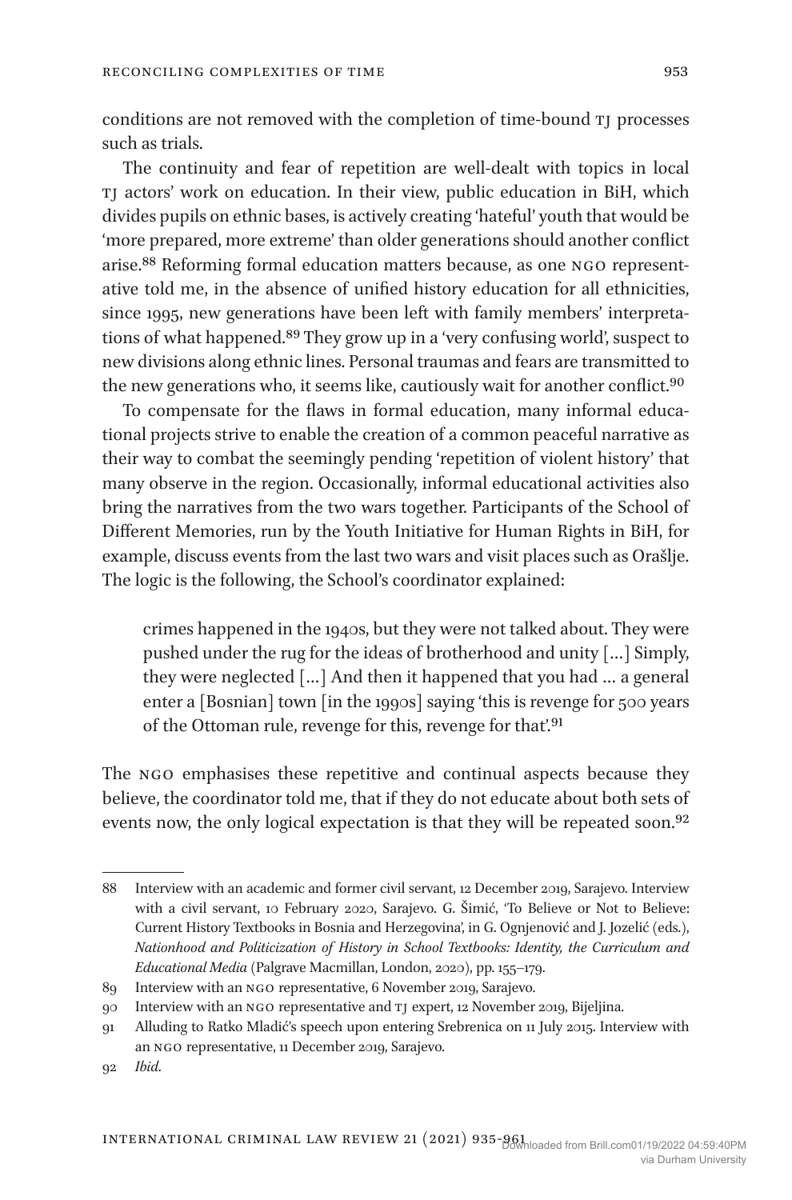conditions are not removed with the completion of time-bound TJ processes such as trials.

The continuity and fear of repetition are well-dealt with topics in local TJ actors' work on education. In their view, public education in BiH, which divides pupils on ethnic bases, is actively creating 'hateful' youth that would be 'more prepared, more extreme' than older generations should another conflict arise.[88] Reforming formal education matters because, as one NGO representative told me, in the absence of unified history education for all ethnicities, since 1995, new generations have been left with family members' interpretations of what happened.[89] They grow up in a 'very confusing world', suspect to new divisions along ethnic lines. Personal traumas and fears are transmitted to the new generations who, it seems like, cautiously wait for another conflict.[90]

To compensate for the flaws in formal education, many informal educational projects strive to enable the creation of a common peaceful narrative as their way to combat the seemingly pending 'repetition of violent history' that many observe in the region. Occasionally, informal educational activities also bring the narratives from the two wars together. Participants of the School of Different Memories, run by the Youth Initiative for Human Rights in BiH, for example, discuss events from the last two wars and visit places such as Orašlje. The logic is the following, the School's coordinator explained:

> crimes happened in the 1940s, but they were not talked about. They were pushed under the rug for the ideas of brotherhood and unity […] Simply, they were neglected […] And then it happened that you had … a general enter a [Bosnian] town [in the 1990s] saying 'this is revenge for 500 years of the Ottoman rule, revenge for this, revenge for that'.[91]

The NGO emphasises these repetitive and continual aspects because they believe, the coordinator told me, that if they do not educate about both sets of events now, the only logical expectation is that they will be repeated soon.[92]

---

88 Interview with an academic and former civil servant, 12 December 2019, Sarajevo. Interview with a civil servant, 10 February 2020, Sarajevo. G. Šimić, 'To Believe or Not to Believe: Current History Textbooks in Bosnia and Herzegovina', in G. Ognjenović and J. Jozelić (eds.), *Nationhood and Politicization of History in School Textbooks: Identity, the Curriculum and Educational Media* (Palgrave Macmillan, London, 2020), pp. 155–179.

89 Interview with an NGO representative, 6 November 2019, Sarajevo.

90 Interview with an NGO representative and TJ expert, 12 November 2019, Bijeljina.

91 Alluding to Ratko Mladić's speech upon entering Srebrenica on 11 July 2015. Interview with an NGO representative, 11 December 2019, Sarajevo.

92 *Ibid*.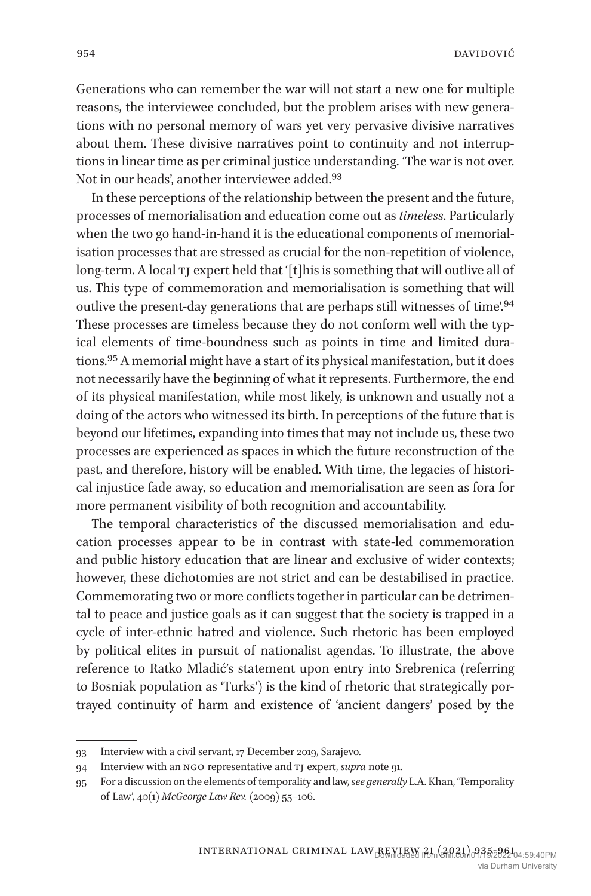Generations who can remember the war will not start a new one for multiple reasons, the interviewee concluded, but the problem arises with new generations with no personal memory of wars yet very pervasive divisive narratives about them. These divisive narratives point to continuity and not interruptions in linear time as per criminal justice understanding. 'The war is not over. Not in our heads', another interviewee added.[93]

In these perceptions of the relationship between the present and the future, processes of memorialisation and education come out as *timeless*. Particularly when the two go hand-in-hand it is the educational components of memorialisation processes that are stressed as crucial for the non-repetition of violence, long-term. A local TJ expert held that '[t]his is something that will outlive all of us. This type of commemoration and memorialisation is something that will outlive the present-day generations that are perhaps still witnesses of time'.[94] These processes are timeless because they do not conform well with the typical elements of time-boundness such as points in time and limited durations.[95] A memorial might have a start of its physical manifestation, but it does not necessarily have the beginning of what it represents. Furthermore, the end of its physical manifestation, while most likely, is unknown and usually not a doing of the actors who witnessed its birth. In perceptions of the future that is beyond our lifetimes, expanding into times that may not include us, these two processes are experienced as spaces in which the future reconstruction of the past, and therefore, history will be enabled. With time, the legacies of historical injustice fade away, so education and memorialisation are seen as fora for more permanent visibility of both recognition and accountability.

The temporal characteristics of the discussed memorialisation and education processes appear to be in contrast with state-led commemoration and public history education that are linear and exclusive of wider contexts; however, these dichotomies are not strict and can be destabilised in practice. Commemorating two or more conflicts together in particular can be detrimental to peace and justice goals as it can suggest that the society is trapped in a cycle of inter-ethnic hatred and violence. Such rhetoric has been employed by political elites in pursuit of nationalist agendas. To illustrate, the above reference to Ratko Mladić's statement upon entry into Srebrenica (referring to Bosniak population as 'Turks') is the kind of rhetoric that strategically portrayed continuity of harm and existence of 'ancient dangers' posed by the

---

93 Interview with a civil servant, 17 December 2019, Sarajevo.

94 Interview with an NGO representative and TJ expert, *supra* note 91.

95 For a discussion on the elements of temporality and law, *see generally* L.A. Khan, 'Temporality of Law', 40(1) *McGeorge Law Rev.* (2009) 55–106.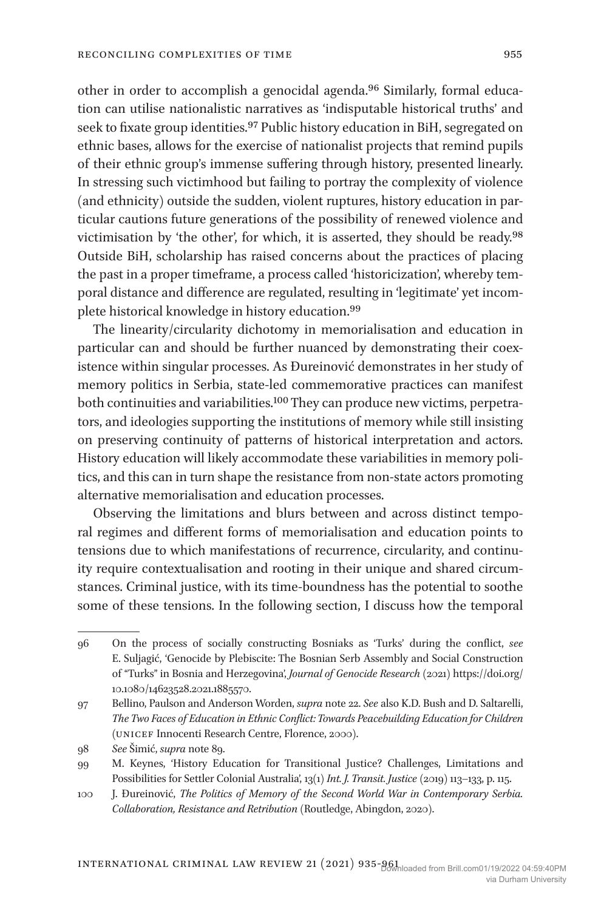other in order to accomplish a genocidal agenda.[96] Similarly, formal education can utilise nationalistic narratives as 'indisputable historical truths' and seek to fixate group identities.[97] Public history education in BiH, segregated on ethnic bases, allows for the exercise of nationalist projects that remind pupils of their ethnic group's immense suffering through history, presented linearly. In stressing such victimhood but failing to portray the complexity of violence (and ethnicity) outside the sudden, violent ruptures, history education in particular cautions future generations of the possibility of renewed violence and victimisation by 'the other', for which, it is asserted, they should be ready.[98] Outside BiH, scholarship has raised concerns about the practices of placing the past in a proper timeframe, a process called 'historicization', whereby temporal distance and difference are regulated, resulting in 'legitimate' yet incomplete historical knowledge in history education.[99]

The linearity/circularity dichotomy in memorialisation and education in particular can and should be further nuanced by demonstrating their coexistence within singular processes. As Đureinović demonstrates in her study of memory politics in Serbia, state-led commemorative practices can manifest both continuities and variabilities.[100] They can produce new victims, perpetrators, and ideologies supporting the institutions of memory while still insisting on preserving continuity of patterns of historical interpretation and actors. History education will likely accommodate these variabilities in memory politics, and this can in turn shape the resistance from non-state actors promoting alternative memorialisation and education processes.

Observing the limitations and blurs between and across distinct temporal regimes and different forms of memorialisation and education points to tensions due to which manifestations of recurrence, circularity, and continuity require contextualisation and rooting in their unique and shared circumstances. Criminal justice, with its time-boundness has the potential to soothe some of these tensions. In the following section, I discuss how the temporal

---

96 On the process of socially constructing Bosniaks as 'Turks' during the conflict, *see* E. Suljagić, 'Genocide by Plebiscite: The Bosnian Serb Assembly and Social Construction of "Turks" in Bosnia and Herzegovina', *Journal of Genocide Research* (2021) https://doi.org/10.1080/14623528.2021.1885570.

97 Bellino, Paulson and Anderson Worden, *supra* note 22. *See* also K.D. Bush and D. Saltarelli, *The Two Faces of Education in Ethnic Conflict: Towards Peacebuilding Education for Children* (UNICEF Innocenti Research Centre, Florence, 2000).

98 *See* Šimić, *supra* note 89.

99 M. Keynes, 'History Education for Transitional Justice? Challenges, Limitations and Possibilities for Settler Colonial Australia', 13(1) *Int. J. Transit. Justice* (2019) 113–133, p. 115.

100 J. Đureinović, *The Politics of Memory of the Second World War in Contemporary Serbia. Collaboration, Resistance and Retribution* (Routledge, Abingdon, 2020).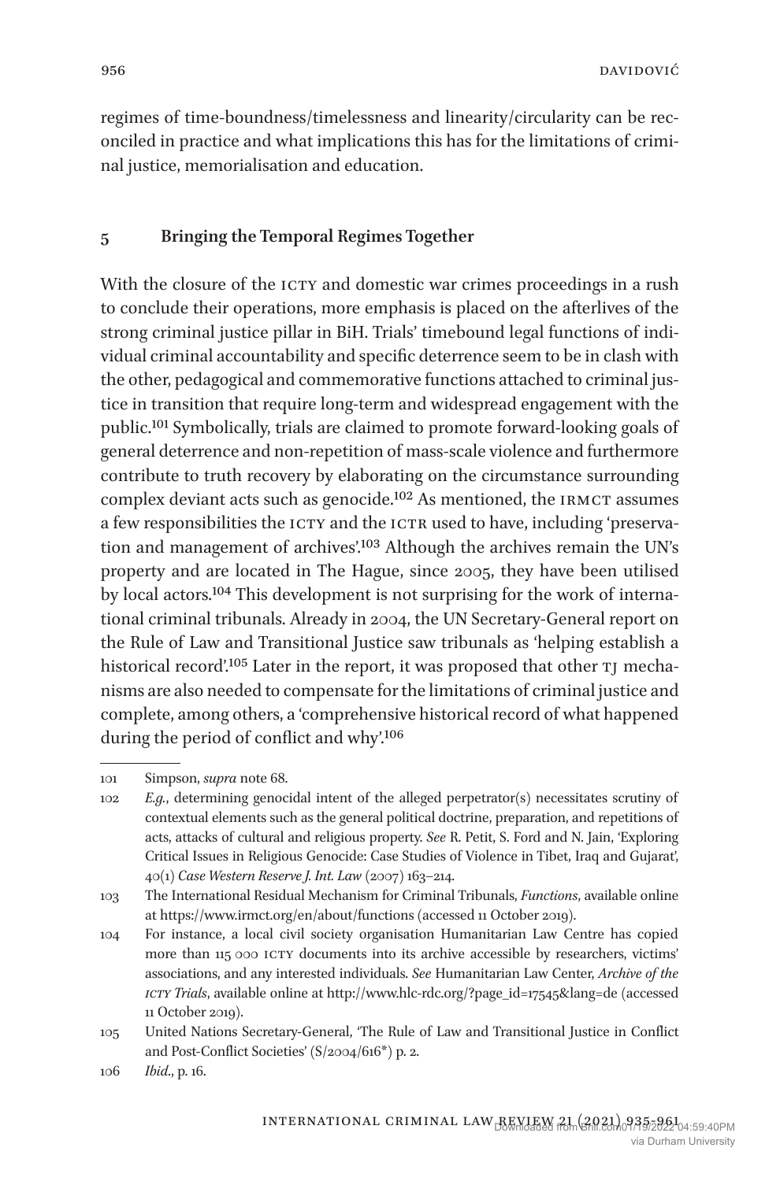regimes of time-boundness/timelessness and linearity/circularity can be reconciled in practice and what implications this has for the limitations of criminal justice, memorialisation and education.

## 5 Bringing the Temporal Regimes Together

With the closure of the ICTY and domestic war crimes proceedings in a rush to conclude their operations, more emphasis is placed on the afterlives of the strong criminal justice pillar in BiH. Trials' timebound legal functions of individual criminal accountability and specific deterrence seem to be in clash with the other, pedagogical and commemorative functions attached to criminal justice in transition that require long-term and widespread engagement with the public.[101] Symbolically, trials are claimed to promote forward-looking goals of general deterrence and non-repetition of mass-scale violence and furthermore contribute to truth recovery by elaborating on the circumstance surrounding complex deviant acts such as genocide.[102] As mentioned, the IRMCT assumes a few responsibilities the ICTY and the ICTR used to have, including 'preservation and management of archives'.[103] Although the archives remain the UN's property and are located in The Hague, since 2005, they have been utilised by local actors.[104] This development is not surprising for the work of international criminal tribunals. Already in 2004, the UN Secretary-General report on the Rule of Law and Transitional Justice saw tribunals as 'helping establish a historical record'.[105] Later in the report, it was proposed that other TJ mechanisms are also needed to compensate for the limitations of criminal justice and complete, among others, a 'comprehensive historical record of what happened during the period of conflict and why'.[106]

---

101 Simpson, *supra* note 68.

102 *E.g.*, determining genocidal intent of the alleged perpetrator(s) necessitates scrutiny of contextual elements such as the general political doctrine, preparation, and repetitions of acts, attacks of cultural and religious property. *See* R. Petit, S. Ford and N. Jain, 'Exploring Critical Issues in Religious Genocide: Case Studies of Violence in Tibet, Iraq and Gujarat', 40(1) *Case Western Reserve J. Int. Law* (2007) 163–214.

103 The International Residual Mechanism for Criminal Tribunals, *Functions*, available online at https://www.irmct.org/en/about/functions (accessed 11 October 2019).

104 For instance, a local civil society organisation Humanitarian Law Centre has copied more than 115 000 ICTY documents into its archive accessible by researchers, victims' associations, and any interested individuals. *See* Humanitarian Law Center, *Archive of the ICTY Trials*, available online at http://www.hlc-rdc.org/?page_id=17545&lang=de (accessed 11 October 2019).

105 United Nations Secretary-General, 'The Rule of Law and Transitional Justice in Conflict and Post-Conflict Societies' (S/2004/616*) p. 2.

106 *Ibid.*, p. 16.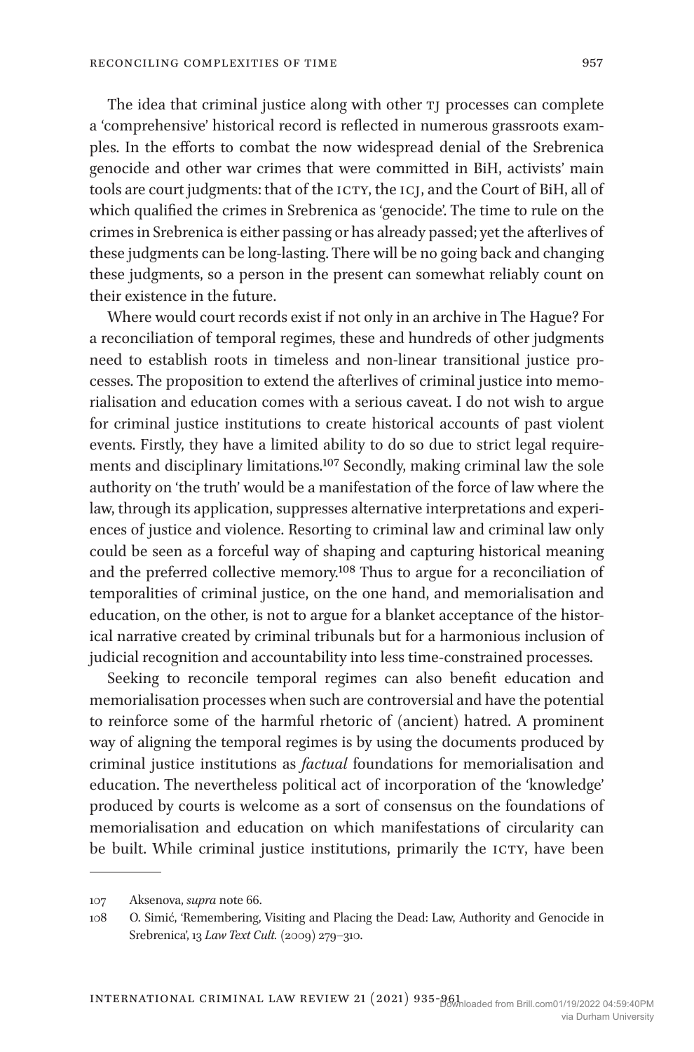The idea that criminal justice along with other TJ processes can complete a 'comprehensive' historical record is reflected in numerous grassroots examples. In the efforts to combat the now widespread denial of the Srebrenica genocide and other war crimes that were committed in BiH, activists' main tools are court judgments: that of the ICTY, the ICJ, and the Court of BiH, all of which qualified the crimes in Srebrenica as 'genocide'. The time to rule on the crimes in Srebrenica is either passing or has already passed; yet the afterlives of these judgments can be long-lasting. There will be no going back and changing these judgments, so a person in the present can somewhat reliably count on their existence in the future.

Where would court records exist if not only in an archive in The Hague? For a reconciliation of temporal regimes, these and hundreds of other judgments need to establish roots in timeless and non-linear transitional justice processes. The proposition to extend the afterlives of criminal justice into memorialisation and education comes with a serious caveat. I do not wish to argue for criminal justice institutions to create historical accounts of past violent events. Firstly, they have a limited ability to do so due to strict legal requirements and disciplinary limitations.[107] Secondly, making criminal law the sole authority on 'the truth' would be a manifestation of the force of law where the law, through its application, suppresses alternative interpretations and experiences of justice and violence. Resorting to criminal law and criminal law only could be seen as a forceful way of shaping and capturing historical meaning and the preferred collective memory.[108] Thus to argue for a reconciliation of temporalities of criminal justice, on the one hand, and memorialisation and education, on the other, is not to argue for a blanket acceptance of the historical narrative created by criminal tribunals but for a harmonious inclusion of judicial recognition and accountability into less time-constrained processes.

Seeking to reconcile temporal regimes can also benefit education and memorialisation processes when such are controversial and have the potential to reinforce some of the harmful rhetoric of (ancient) hatred. A prominent way of aligning the temporal regimes is by using the documents produced by criminal justice institutions as *factual* foundations for memorialisation and education. The nevertheless political act of incorporation of the 'knowledge' produced by courts is welcome as a sort of consensus on the foundations of memorialisation and education on which manifestations of circularity can be built. While criminal justice institutions, primarily the ICTY, have been

---

107 Aksenova, *supra* note 66.

108 O. Simić, 'Remembering, Visiting and Placing the Dead: Law, Authority and Genocide in Srebrenica', 13 *Law Text Cult.* (2009) 279–310.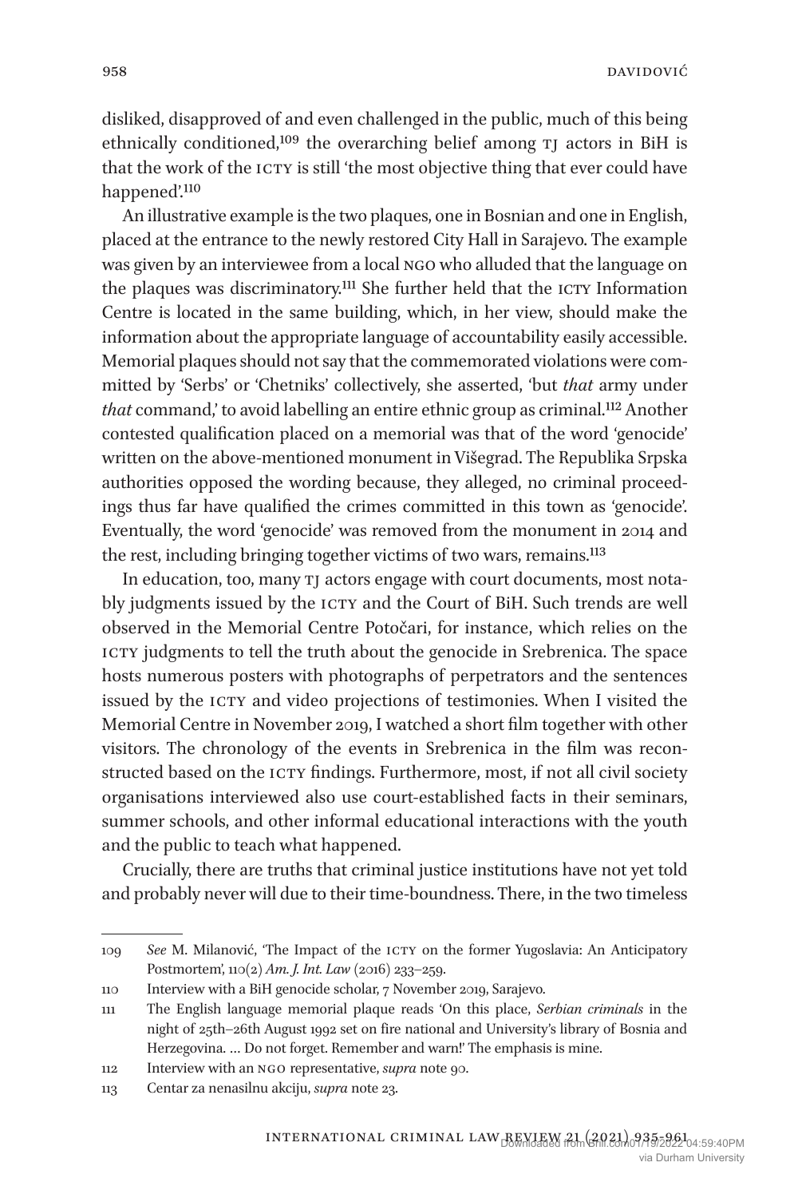disliked, disapproved of and even challenged in the public, much of this being ethnically conditioned,[109] the overarching belief among TJ actors in BiH is that the work of the ICTY is still 'the most objective thing that ever could have happened'.[110]

An illustrative example is the two plaques, one in Bosnian and one in English, placed at the entrance to the newly restored City Hall in Sarajevo. The example was given by an interviewee from a local NGO who alluded that the language on the plaques was discriminatory.[111] She further held that the ICTY Information Centre is located in the same building, which, in her view, should make the information about the appropriate language of accountability easily accessible. Memorial plaques should not say that the commemorated violations were committed by 'Serbs' or 'Chetniks' collectively, she asserted, 'but *that* army under *that* command,' to avoid labelling an entire ethnic group as criminal.[112] Another contested qualification placed on a memorial was that of the word 'genocide' written on the above-mentioned monument in Višegrad. The Republika Srpska authorities opposed the wording because, they alleged, no criminal proceedings thus far have qualified the crimes committed in this town as 'genocide'. Eventually, the word 'genocide' was removed from the monument in 2014 and the rest, including bringing together victims of two wars, remains.[113]

In education, too, many TJ actors engage with court documents, most notably judgments issued by the ICTY and the Court of BiH. Such trends are well observed in the Memorial Centre Potočari, for instance, which relies on the ICTY judgments to tell the truth about the genocide in Srebrenica. The space hosts numerous posters with photographs of perpetrators and the sentences issued by the ICTY and video projections of testimonies. When I visited the Memorial Centre in November 2019, I watched a short film together with other visitors. The chronology of the events in Srebrenica in the film was reconstructed based on the ICTY findings. Furthermore, most, if not all civil society organisations interviewed also use court-established facts in their seminars, summer schools, and other informal educational interactions with the youth and the public to teach what happened.

Crucially, there are truths that criminal justice institutions have not yet told and probably never will due to their time-boundness. There, in the two timeless

---

109 *See* M. Milanović, 'The Impact of the ICTY on the former Yugoslavia: An Anticipatory Postmortem', 110(2) *Am. J. Int. Law* (2016) 233–259.

110 Interview with a BiH genocide scholar, 7 November 2019, Sarajevo.

111 The English language memorial plaque reads 'On this place, *Serbian criminals* in the night of 25th–26th August 1992 set on fire national and University's library of Bosnia and Herzegovina. … Do not forget. Remember and warn!' The emphasis is mine.

112 Interview with an NGO representative, *supra* note 90.

113 Centar za nenasilnu akciju, *supra* note 23.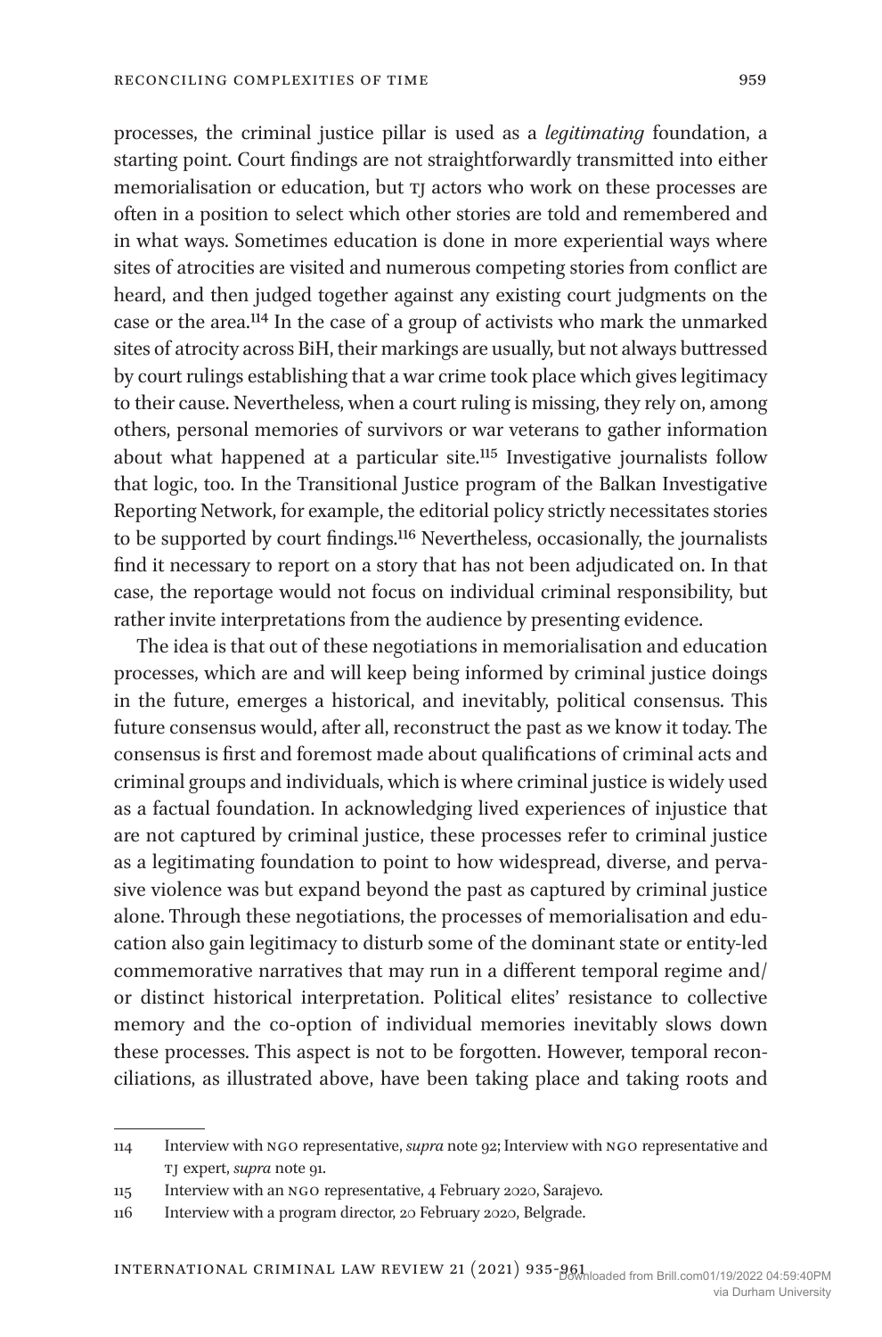processes, the criminal justice pillar is used as a *legitimating* foundation, a starting point. Court findings are not straightforwardly transmitted into either memorialisation or education, but TJ actors who work on these processes are often in a position to select which other stories are told and remembered and in what ways. Sometimes education is done in more experiential ways where sites of atrocities are visited and numerous competing stories from conflict are heard, and then judged together against any existing court judgments on the case or the area.[114] In the case of a group of activists who mark the unmarked sites of atrocity across BiH, their markings are usually, but not always buttressed by court rulings establishing that a war crime took place which gives legitimacy to their cause. Nevertheless, when a court ruling is missing, they rely on, among others, personal memories of survivors or war veterans to gather information about what happened at a particular site.[115] Investigative journalists follow that logic, too. In the Transitional Justice program of the Balkan Investigative Reporting Network, for example, the editorial policy strictly necessitates stories to be supported by court findings.[116] Nevertheless, occasionally, the journalists find it necessary to report on a story that has not been adjudicated on. In that case, the reportage would not focus on individual criminal responsibility, but rather invite interpretations from the audience by presenting evidence.

The idea is that out of these negotiations in memorialisation and education processes, which are and will keep being informed by criminal justice doings in the future, emerges a historical, and inevitably, political consensus. This future consensus would, after all, reconstruct the past as we know it today. The consensus is first and foremost made about qualifications of criminal acts and criminal groups and individuals, which is where criminal justice is widely used as a factual foundation. In acknowledging lived experiences of injustice that are not captured by criminal justice, these processes refer to criminal justice as a legitimating foundation to point to how widespread, diverse, and pervasive violence was but expand beyond the past as captured by criminal justice alone. Through these negotiations, the processes of memorialisation and education also gain legitimacy to disturb some of the dominant state or entity-led commemorative narratives that may run in a different temporal regime and/or distinct historical interpretation. Political elites' resistance to collective memory and the co-option of individual memories inevitably slows down these processes. This aspect is not to be forgotten. However, temporal reconciliations, as illustrated above, have been taking place and taking roots and

---

114 Interview with NGO representative, *supra* note 92; Interview with NGO representative and TJ expert, *supra* note 91.

115 Interview with an NGO representative, 4 February 2020, Sarajevo.

116 Interview with a program director, 20 February 2020, Belgrade.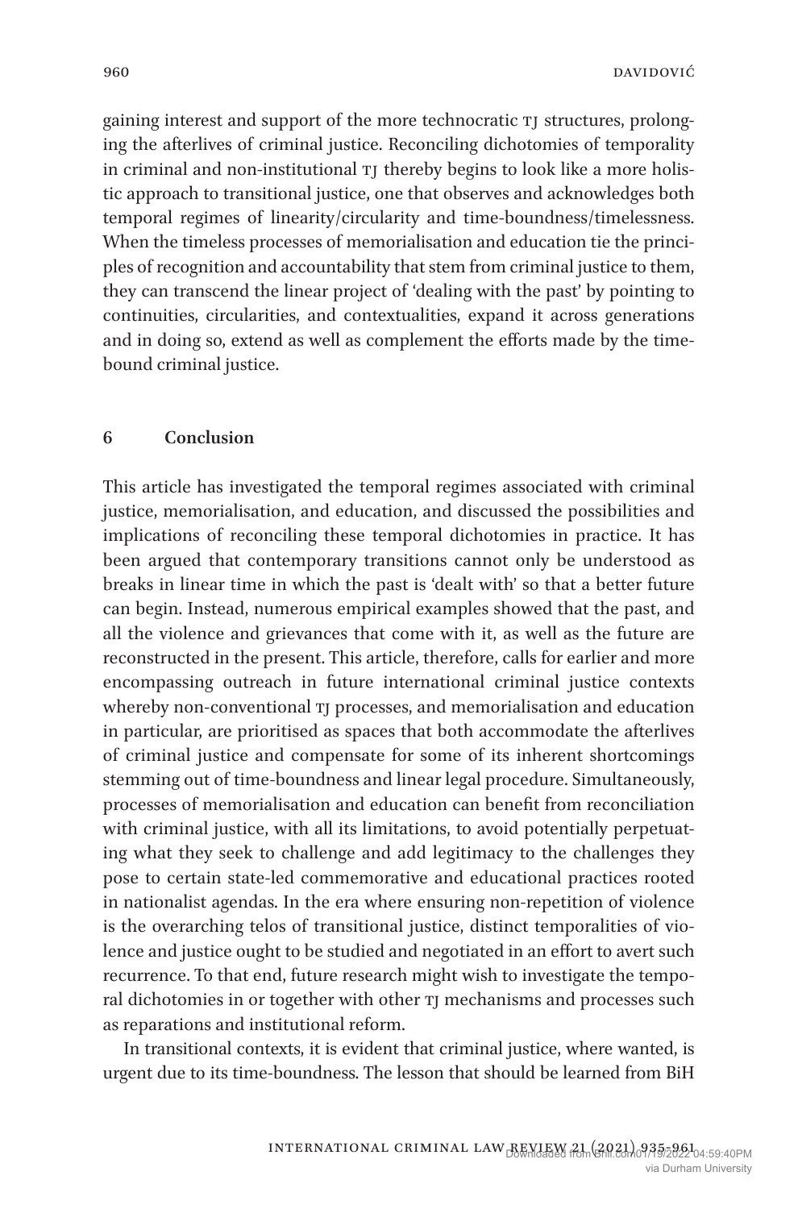gaining interest and support of the more technocratic TJ structures, prolonging the afterlives of criminal justice. Reconciling dichotomies of temporality in criminal and non-institutional TJ thereby begins to look like a more holistic approach to transitional justice, one that observes and acknowledges both temporal regimes of linearity/circularity and time-boundness/timelessness. When the timeless processes of memorialisation and education tie the principles of recognition and accountability that stem from criminal justice to them, they can transcend the linear project of 'dealing with the past' by pointing to continuities, circularities, and contextualities, expand it across generations and in doing so, extend as well as complement the efforts made by the time-bound criminal justice.

## 6 Conclusion

This article has investigated the temporal regimes associated with criminal justice, memorialisation, and education, and discussed the possibilities and implications of reconciling these temporal dichotomies in practice. It has been argued that contemporary transitions cannot only be understood as breaks in linear time in which the past is 'dealt with' so that a better future can begin. Instead, numerous empirical examples showed that the past, and all the violence and grievances that come with it, as well as the future are reconstructed in the present. This article, therefore, calls for earlier and more encompassing outreach in future international criminal justice contexts whereby non-conventional TJ processes, and memorialisation and education in particular, are prioritised as spaces that both accommodate the afterlives of criminal justice and compensate for some of its inherent shortcomings stemming out of time-boundness and linear legal procedure. Simultaneously, processes of memorialisation and education can benefit from reconciliation with criminal justice, with all its limitations, to avoid potentially perpetuating what they seek to challenge and add legitimacy to the challenges they pose to certain state-led commemorative and educational practices rooted in nationalist agendas. In the era where ensuring non-repetition of violence is the overarching telos of transitional justice, distinct temporalities of violence and justice ought to be studied and negotiated in an effort to avert such recurrence. To that end, future research might wish to investigate the temporal dichotomies in or together with other TJ mechanisms and processes such as reparations and institutional reform.

In transitional contexts, it is evident that criminal justice, where wanted, is urgent due to its time-boundness. The lesson that should be learned from BiH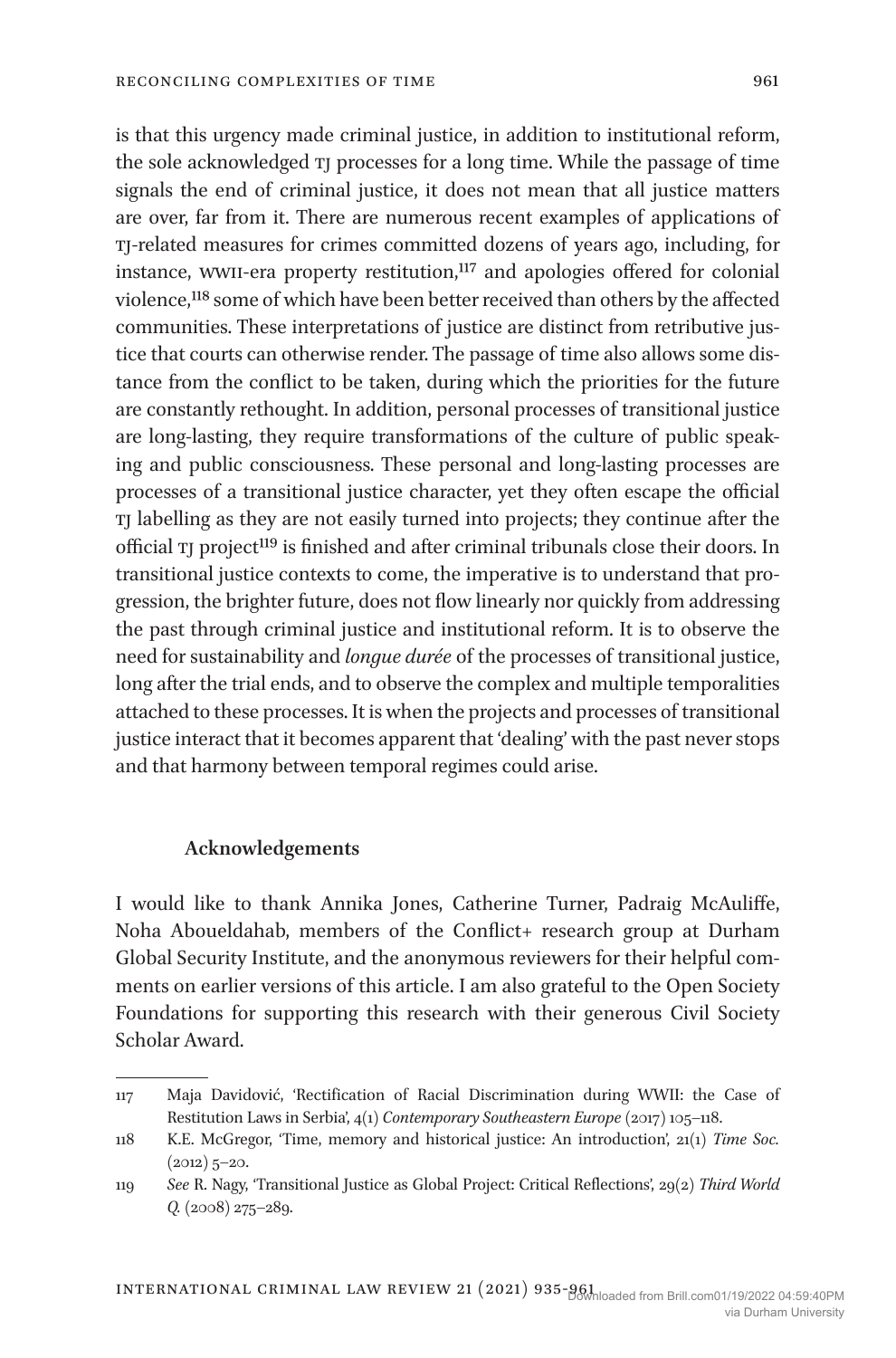is that this urgency made criminal justice, in addition to institutional reform, the sole acknowledged TJ processes for a long time. While the passage of time signals the end of criminal justice, it does not mean that all justice matters are over, far from it. There are numerous recent examples of applications of TJ-related measures for crimes committed dozens of years ago, including, for instance, WWII-era property restitution,[117] and apologies offered for colonial violence,[118] some of which have been better received than others by the affected communities. These interpretations of justice are distinct from retributive justice that courts can otherwise render. The passage of time also allows some distance from the conflict to be taken, during which the priorities for the future are constantly rethought. In addition, personal processes of transitional justice are long-lasting, they require transformations of the culture of public speaking and public consciousness. These personal and long-lasting processes are processes of a transitional justice character, yet they often escape the official TJ labelling as they are not easily turned into projects; they continue after the official TJ project[119] is finished and after criminal tribunals close their doors. In transitional justice contexts to come, the imperative is to understand that progression, the brighter future, does not flow linearly nor quickly from addressing the past through criminal justice and institutional reform. It is to observe the need for sustainability and *longue durée* of the processes of transitional justice, long after the trial ends, and to observe the complex and multiple temporalities attached to these processes. It is when the projects and processes of transitional justice interact that it becomes apparent that 'dealing' with the past never stops and that harmony between temporal regimes could arise.

### Acknowledgements

I would like to thank Annika Jones, Catherine Turner, Padraig McAuliffe, Noha Aboueldahab, members of the Conflict+ research group at Durham Global Security Institute, and the anonymous reviewers for their helpful comments on earlier versions of this article. I am also grateful to the Open Society Foundations for supporting this research with their generous Civil Society Scholar Award.

---

117 Maja Davidović, 'Rectification of Racial Discrimination during WWII: the Case of Restitution Laws in Serbia', 4(1) *Contemporary Southeastern Europe* (2017) 105–118.

118 K.E. McGregor, 'Time, memory and historical justice: An introduction', 21(1) *Time Soc.* (2012) 5–20.

119 *See* R. Nagy, 'Transitional Justice as Global Project: Critical Reflections', 29(2) *Third World Q.* (2008) 275–289.